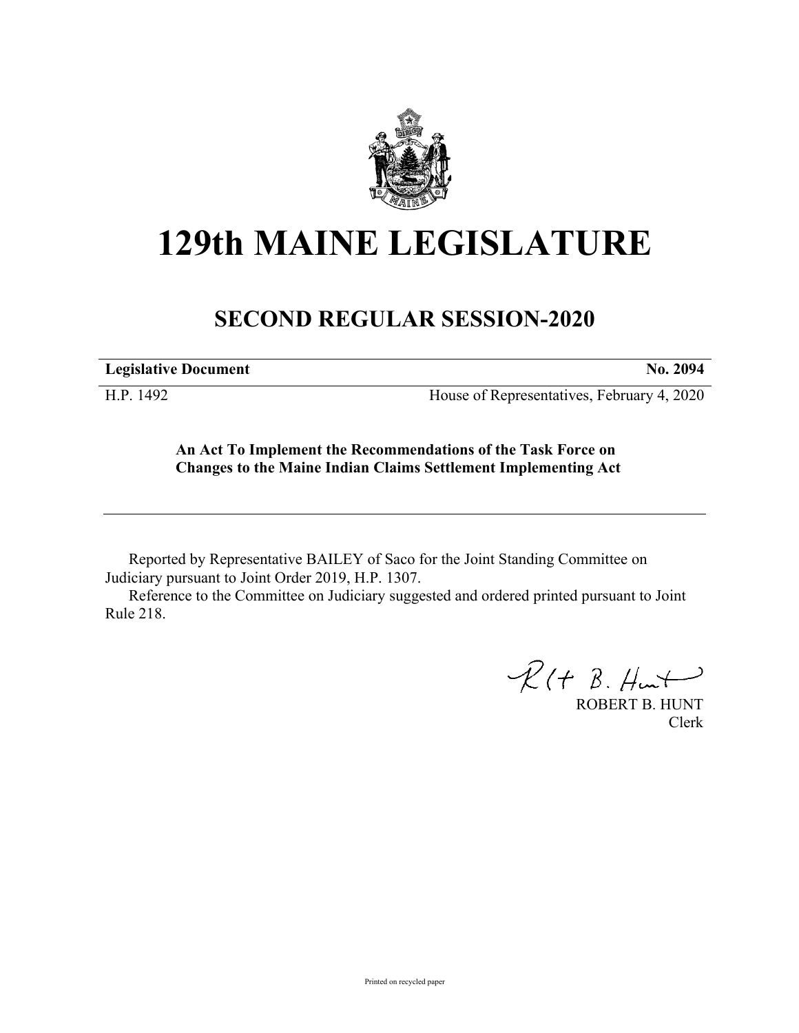# 129th MAINE LEGISLATURE

## SECOND REGULAR SESSION-2020

**Legislative Document** **No. 2094**

H.P. 1492 House of Representatives, February 4, 2020

**An Act To Implement the Recommendations of the Task Force on Changes to the Maine Indian Claims Settlement Implementing Act**

---

Reported by Representative BAILEY of Saco for the Joint Standing Committee on Judiciary pursuant to Joint Order 2019, H.P. 1307.

Reference to the Committee on Judiciary suggested and ordered printed pursuant to Joint Rule 218.

ROBERT B. HUNT
Clerk

Printed on recycled paper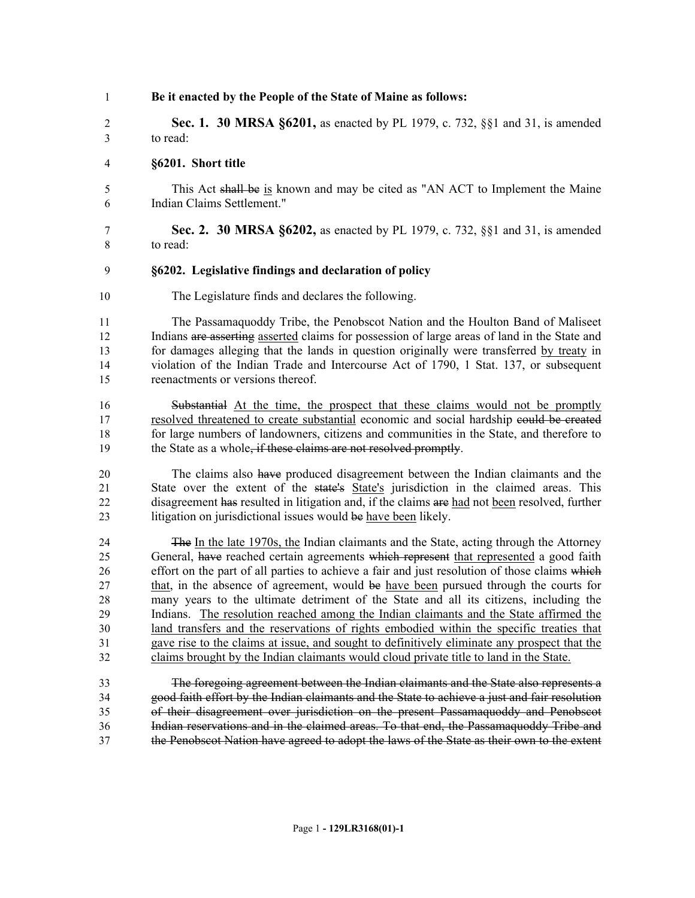**Be it enacted by the People of the State of Maine as follows:**

**Sec. 1. 30 MRSA §6201,** as enacted by PL 1979, c. 732, §§1 and 31, is amended to read:

**§6201. Short title**

This Act ~~shall be~~ <u>is</u> known and may be cited as "AN ACT to Implement the Maine Indian Claims Settlement."

**Sec. 2. 30 MRSA §6202,** as enacted by PL 1979, c. 732, §§1 and 31, is amended to read:

**§6202. Legislative findings and declaration of policy**

The Legislature finds and declares the following.

The Passamaquoddy Tribe, the Penobscot Nation and the Houlton Band of Maliseet Indians ~~are asserting~~ <u>asserted</u> claims for possession of large areas of land in the State and for damages alleging that the lands in question originally were transferred <u>by treaty</u> in violation of the Indian Trade and Intercourse Act of 1790, 1 Stat. 137, or subsequent reenactments or versions thereof.

~~Substantial~~ <u>At the time, the prospect that these claims would not be promptly resolved threatened to create substantial</u> economic and social hardship ~~could be created~~ for large numbers of landowners, citizens and communities in the State, and therefore to the State as a whole~~, if these claims are not resolved promptly~~.

The claims also ~~have~~ produced disagreement between the Indian claimants and the State over the extent of the ~~state's~~ <u>State's</u> jurisdiction in the claimed areas. This disagreement ~~has~~ resulted in litigation and, if the claims ~~are~~ <u>had</u> not <u>been</u> resolved, further litigation on jurisdictional issues would ~~be~~ <u>have been</u> likely.

~~The~~ <u>In the late 1970s, the</u> Indian claimants and the State, acting through the Attorney General, ~~have~~ reached certain agreements ~~which represent~~ <u>that represented</u> a good faith effort on the part of all parties to achieve a fair and just resolution of those claims ~~which~~ <u>that</u>, in the absence of agreement, would ~~be~~ <u>have been</u> pursued through the courts for many years to the ultimate detriment of the State and all its citizens, including the Indians. <u>The resolution reached among the Indian claimants and the State affirmed the land transfers and the reservations of rights embodied within the specific treaties that gave rise to the claims at issue, and sought to definitively eliminate any prospect that the claims brought by the Indian claimants would cloud private title to land in the State.</u>

~~The foregoing agreement between the Indian claimants and the State also represents a good faith effort by the Indian claimants and the State to achieve a just and fair resolution of their disagreement over jurisdiction on the present Passamaquoddy and Penobscot Indian reservations and in the claimed areas. To that end, the Passamaquoddy Tribe and the Penobscot Nation have agreed to adopt the laws of the State as their own to the extent~~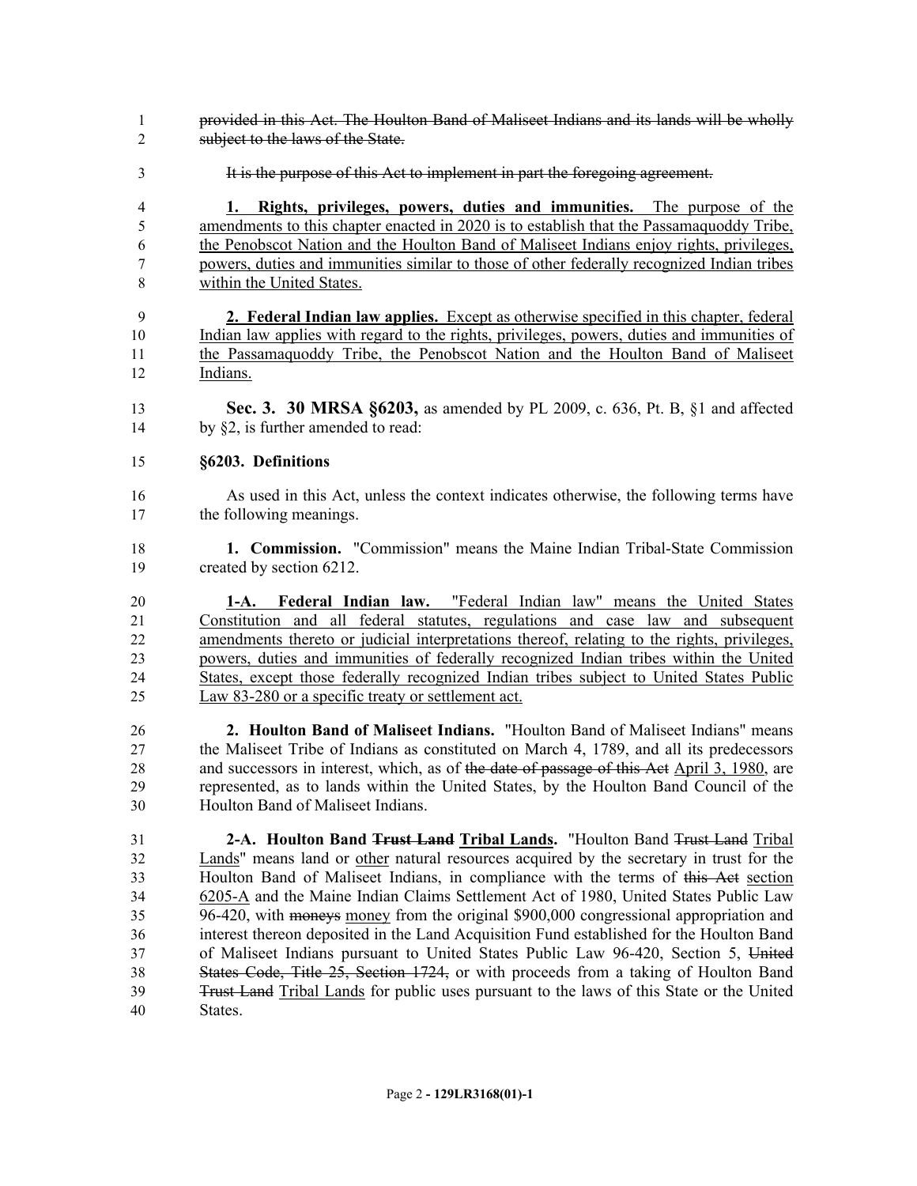~~provided in this Act. The Houlton Band of Maliseet Indians and its lands will be wholly subject to the laws of the State.~~

~~It is the purpose of this Act to implement in part the foregoing agreement.~~

<u>**1. Rights, privileges, powers, duties and immunities.** The purpose of the amendments to this chapter enacted in 2020 is to establish that the Passamaquoddy Tribe, the Penobscot Nation and the Houlton Band of Maliseet Indians enjoy rights, privileges, powers, duties and immunities similar to those of other federally recognized Indian tribes within the United States.</u>

<u>**2. Federal Indian law applies.** Except as otherwise specified in this chapter, federal Indian law applies with regard to the rights, privileges, powers, duties and immunities of the Passamaquoddy Tribe, the Penobscot Nation and the Houlton Band of Maliseet Indians.</u>

**Sec. 3. 30 MRSA §6203,** as amended by PL 2009, c. 636, Pt. B, §1 and affected by §2, is further amended to read:

**§6203. Definitions**

As used in this Act, unless the context indicates otherwise, the following terms have the following meanings.

**1. Commission.** "Commission" means the Maine Indian Tribal-State Commission created by section 6212.

<u>**1-A. Federal Indian law.** "Federal Indian law" means the United States Constitution and all federal statutes, regulations and case law and subsequent amendments thereto or judicial interpretations thereof, relating to the rights, privileges, powers, duties and immunities of federally recognized Indian tribes within the United States, except those federally recognized Indian tribes subject to United States Public Law 83-280 or a specific treaty or settlement act.</u>

**2. Houlton Band of Maliseet Indians.** "Houlton Band of Maliseet Indians" means the Maliseet Tribe of Indians as constituted on March 4, 1789, and all its predecessors and successors in interest, which, as of ~~the date of passage of this Act~~ <u>April 3, 1980</u>, are represented, as to lands within the United States, by the Houlton Band Council of the Houlton Band of Maliseet Indians.

**2-A. Houlton Band ~~Trust Land~~ <u>Tribal Lands</u>.** "Houlton Band ~~Trust Land~~ <u>Tribal Lands</u>" means land or <u>other</u> natural resources acquired by the secretary in trust for the Houlton Band of Maliseet Indians, in compliance with the terms of ~~this Act~~ <u>section 6205-A</u> and the Maine Indian Claims Settlement Act of 1980, United States Public Law 96-420, with ~~moneys~~ <u>money</u> from the original $900,000 congressional appropriation and interest thereon deposited in the Land Acquisition Fund established for the Houlton Band of Maliseet Indians pursuant to United States Public Law 96-420, Section 5, ~~United States Code, Title 25, Section 1724,~~ or with proceeds from a taking of Houlton Band ~~Trust Land~~ <u>Tribal Lands</u> for public uses pursuant to the laws of this State or the United States.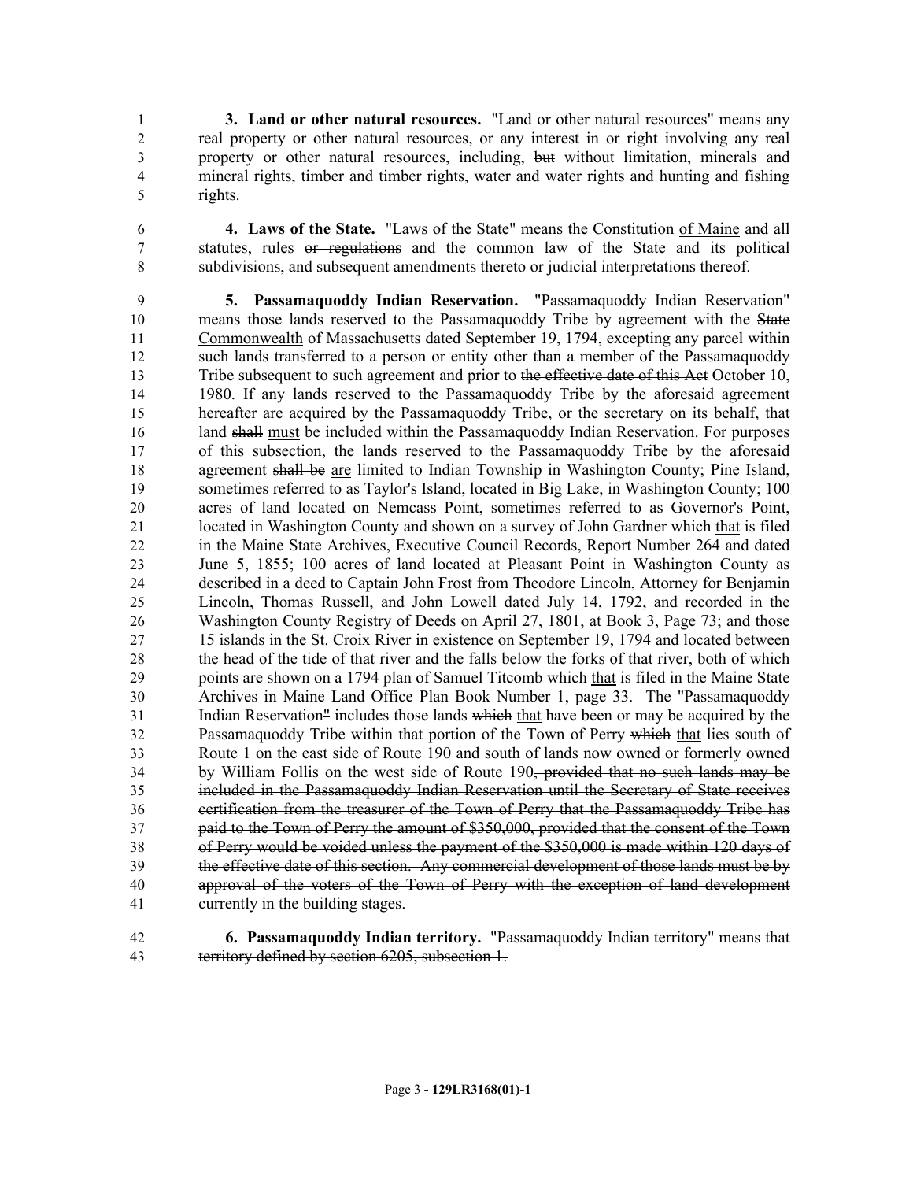**3. Land or other natural resources.** "Land or other natural resources" means any real property or other natural resources, or any interest in or right involving any real property or other natural resources, including, ~~but~~ without limitation, minerals and mineral rights, timber and timber rights, water and water rights and hunting and fishing rights.

**4. Laws of the State.** "Laws of the State" means the Constitution <u>of Maine</u> and all statutes, rules ~~or regulations~~ and the common law of the State and its political subdivisions, and subsequent amendments thereto or judicial interpretations thereof.

**5. Passamaquoddy Indian Reservation.** "Passamaquoddy Indian Reservation" means those lands reserved to the Passamaquoddy Tribe by agreement with the ~~State~~ <u>Commonwealth</u> of Massachusetts dated September 19, 1794, excepting any parcel within such lands transferred to a person or entity other than a member of the Passamaquoddy Tribe subsequent to such agreement and prior to ~~the effective date of this Act~~ <u>October 10, 1980</u>. If any lands reserved to the Passamaquoddy Tribe by the aforesaid agreement hereafter are acquired by the Passamaquoddy Tribe, or the secretary on its behalf, that land ~~shall~~ <u>must</u> be included within the Passamaquoddy Indian Reservation. For purposes of this subsection, the lands reserved to the Passamaquoddy Tribe by the aforesaid agreement ~~shall be~~ <u>are</u> limited to Indian Township in Washington County; Pine Island, sometimes referred to as Taylor's Island, located in Big Lake, in Washington County; 100 acres of land located on Nemcass Point, sometimes referred to as Governor's Point, located in Washington County and shown on a survey of John Gardner ~~which~~ <u>that</u> is filed in the Maine State Archives, Executive Council Records, Report Number 264 and dated June 5, 1855; 100 acres of land located at Pleasant Point in Washington County as described in a deed to Captain John Frost from Theodore Lincoln, Attorney for Benjamin Lincoln, Thomas Russell, and John Lowell dated July 14, 1792, and recorded in the Washington County Registry of Deeds on April 27, 1801, at Book 3, Page 73; and those 15 islands in the St. Croix River in existence on September 19, 1794 and located between the head of the tide of that river and the falls below the forks of that river, both of which points are shown on a 1794 plan of Samuel Titcomb ~~which~~ <u>that</u> is filed in the Maine State Archives in Maine Land Office Plan Book Number 1, page 33. The ~~"~~Passamaquoddy Indian Reservation~~"~~ includes those lands ~~which~~ <u>that</u> have been or may be acquired by the Passamaquoddy Tribe within that portion of the Town of Perry ~~which~~ <u>that</u> lies south of Route 1 on the east side of Route 190 and south of lands now owned or formerly owned by William Follis on the west side of Route 190~~, provided that no such lands may be included in the Passamaquoddy Indian Reservation until the Secretary of State receives certification from the treasurer of the Town of Perry that the Passamaquoddy Tribe has paid to the Town of Perry the amount of $350,000, provided that the consent of the Town of Perry would be voided unless the payment of the $350,000 is made within 120 days of the effective date of this section. Any commercial development of those lands must be by approval of the voters of the Town of Perry with the exception of land development currently in the building stages~~.

~~**6. Passamaquoddy Indian territory.** "Passamaquoddy Indian territory" means that territory defined by section 6205, subsection 1.~~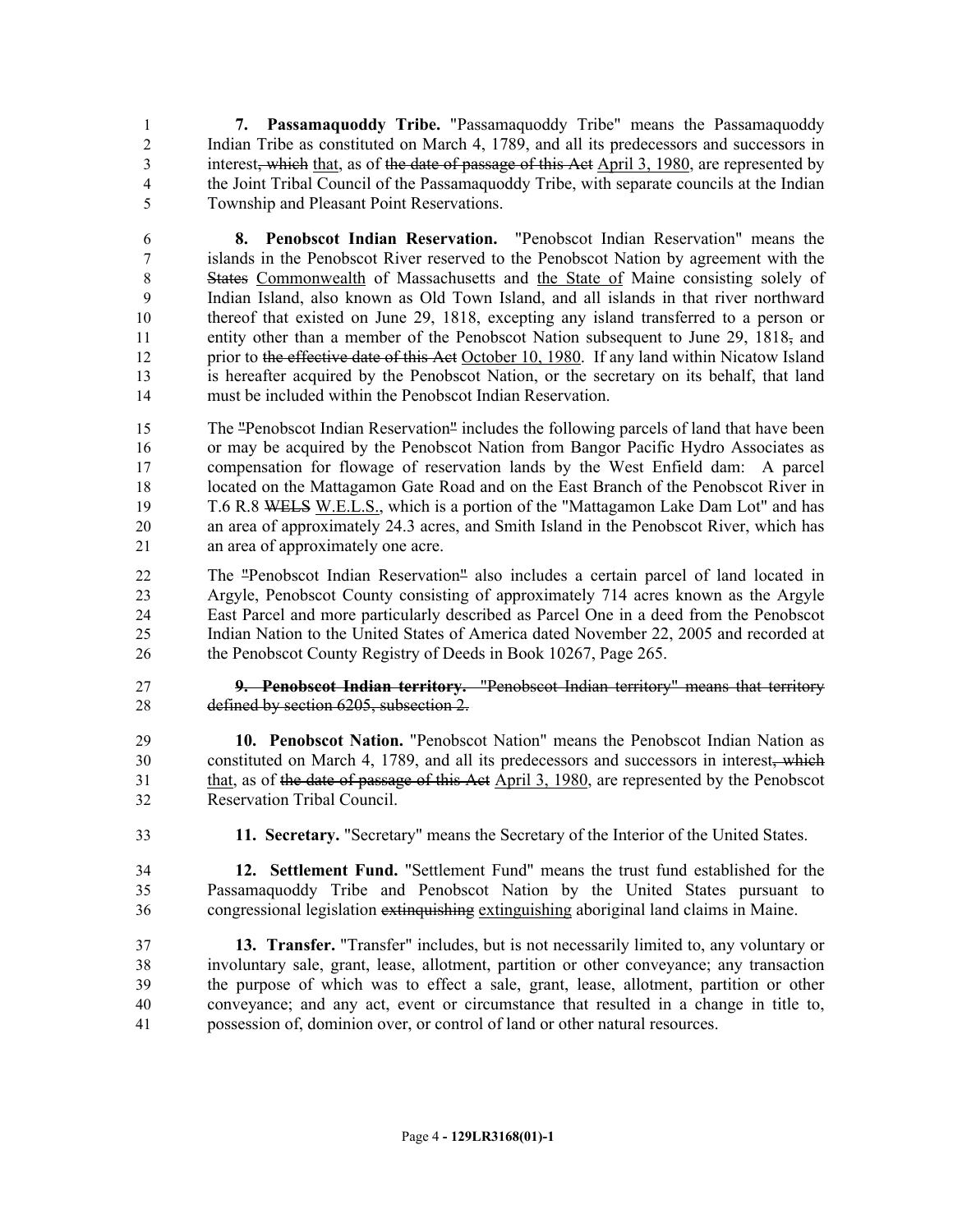**7. Passamaquoddy Tribe.** "Passamaquoddy Tribe" means the Passamaquoddy Indian Tribe as constituted on March 4, 1789, and all its predecessors and successors in interest~~, which~~ that, as of ~~the date of passage of this Act~~ April 3, 1980, are represented by the Joint Tribal Council of the Passamaquoddy Tribe, with separate councils at the Indian Township and Pleasant Point Reservations.

**8. Penobscot Indian Reservation.** "Penobscot Indian Reservation" means the islands in the Penobscot River reserved to the Penobscot Nation by agreement with the ~~States~~ Commonwealth of Massachusetts and the State of Maine consisting solely of Indian Island, also known as Old Town Island, and all islands in that river northward thereof that existed on June 29, 1818, excepting any island transferred to a person or entity other than a member of the Penobscot Nation subsequent to June 29, 1818~~,~~ and prior to ~~the effective date of this Act~~ October 10, 1980. If any land within Nicatow Island is hereafter acquired by the Penobscot Nation, or the secretary on its behalf, that land must be included within the Penobscot Indian Reservation.

The ~~"~~Penobscot Indian Reservation~~"~~ includes the following parcels of land that have been or may be acquired by the Penobscot Nation from Bangor Pacific Hydro Associates as compensation for flowage of reservation lands by the West Enfield dam: A parcel located on the Mattagamon Gate Road and on the East Branch of the Penobscot River in T.6 R.8 ~~WELS~~ W.E.L.S., which is a portion of the "Mattagamon Lake Dam Lot" and has an area of approximately 24.3 acres, and Smith Island in the Penobscot River, which has an area of approximately one acre.

The ~~"~~Penobscot Indian Reservation~~"~~ also includes a certain parcel of land located in Argyle, Penobscot County consisting of approximately 714 acres known as the Argyle East Parcel and more particularly described as Parcel One in a deed from the Penobscot Indian Nation to the United States of America dated November 22, 2005 and recorded at the Penobscot County Registry of Deeds in Book 10267, Page 265.

~~**9. Penobscot Indian territory.** "Penobscot Indian territory" means that territory defined by section 6205, subsection 2.~~

**10. Penobscot Nation.** "Penobscot Nation" means the Penobscot Indian Nation as constituted on March 4, 1789, and all its predecessors and successors in interest~~, which~~ that, as of ~~the date of passage of this Act~~ April 3, 1980, are represented by the Penobscot Reservation Tribal Council.

**11. Secretary.** "Secretary" means the Secretary of the Interior of the United States.

**12. Settlement Fund.** "Settlement Fund" means the trust fund established for the Passamaquoddy Tribe and Penobscot Nation by the United States pursuant to congressional legislation ~~extinquishing~~ extinguishing aboriginal land claims in Maine.

**13. Transfer.** "Transfer" includes, but is not necessarily limited to, any voluntary or involuntary sale, grant, lease, allotment, partition or other conveyance; any transaction the purpose of which was to effect a sale, grant, lease, allotment, partition or other conveyance; and any act, event or circumstance that resulted in a change in title to, possession of, dominion over, or control of land or other natural resources.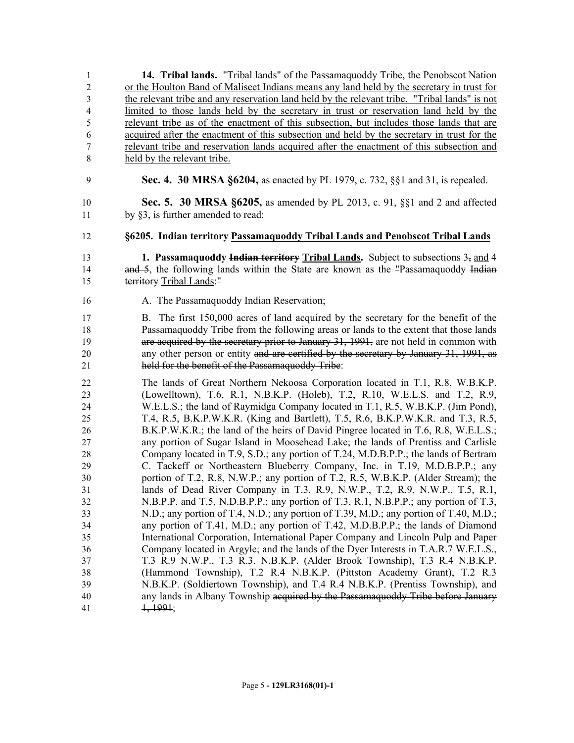**14. Tribal lands.** "Tribal lands" of the Passamaquoddy Tribe, the Penobscot Nation or the Houlton Band of Maliseet Indians means any land held by the secretary in trust for the relevant tribe and any reservation land held by the relevant tribe. "Tribal lands" is not limited to those lands held by the secretary in trust or reservation land held by the relevant tribe as of the enactment of this subsection, but includes those lands that are acquired after the enactment of this subsection and held by the secretary in trust for the relevant tribe and reservation lands acquired after the enactment of this subsection and held by the relevant tribe.

**Sec. 4. 30 MRSA §6204,** as enacted by PL 1979, c. 732, §§1 and 31, is repealed.

**Sec. 5. 30 MRSA §6205,** as amended by PL 2013, c. 91, §§1 and 2 and affected by §3, is further amended to read:

**§6205. ~~Indian territory~~ Passamaquoddy Tribal Lands and Penobscot Tribal Lands**

**1. Passamaquoddy ~~Indian territory~~ Tribal Lands.** Subject to subsections 3~~,~~ and 4 ~~and 5~~, the following lands within the State are known as the ~~"~~Passamaquoddy ~~Indian territory~~ Tribal Lands:~~"~~

A. The Passamaquoddy Indian Reservation;

B. The first 150,000 acres of land acquired by the secretary for the benefit of the Passamaquoddy Tribe from the following areas or lands to the extent that those lands ~~are acquired by the secretary prior to January 31, 1991,~~ are not held in common with any other person or entity ~~and are certified by the secretary by January 31, 1991, as held for the benefit of the Passamaquoddy Tribe~~:

The lands of Great Northern Nekoosa Corporation located in T.1, R.8, W.B.K.P. (Lowelltown), T.6, R.1, N.B.K.P. (Holeb), T.2, R.10, W.E.L.S. and T.2, R.9, W.E.L.S.; the land of Raymidga Company located in T.1, R.5, W.B.K.P. (Jim Pond), T.4, R.5, B.K.P.W.K.R. (King and Bartlett), T.5, R.6, B.K.P.W.K.R. and T.3, R.5, B.K.P.W.K.R.; the land of the heirs of David Pingree located in T.6, R.8, W.E.L.S.; any portion of Sugar Island in Moosehead Lake; the lands of Prentiss and Carlisle Company located in T.9, S.D.; any portion of T.24, M.D.B.P.P.; the lands of Bertram C. Tackeff or Northeastern Blueberry Company, Inc. in T.19, M.D.B.P.P.; any portion of T.2, R.8, N.W.P.; any portion of T.2, R.5, W.B.K.P. (Alder Stream); the lands of Dead River Company in T.3, R.9, N.W.P., T.2, R.9, N.W.P., T.5, R.1, N.B.P.P. and T.5, N.D.B.P.P.; any portion of T.3, R.1, N.B.P.P.; any portion of T.3, N.D.; any portion of T.4, N.D.; any portion of T.39, M.D.; any portion of T.40, M.D.; any portion of T.41, M.D.; any portion of T.42, M.D.B.P.P.; the lands of Diamond International Corporation, International Paper Company and Lincoln Pulp and Paper Company located in Argyle; and the lands of the Dyer Interests in T.A.R.7 W.E.L.S., T.3 R.9 N.W.P., T.3 R.3. N.B.K.P. (Alder Brook Township), T.3 R.4 N.B.K.P. (Hammond Township), T.2 R.4 N.B.K.P. (Pittston Academy Grant), T.2 R.3 N.B.K.P. (Soldiertown Township), and T.4 R.4 N.B.K.P. (Prentiss Township), and any lands in Albany Township ~~acquired by the Passamaquoddy Tribe before January 1, 1991~~;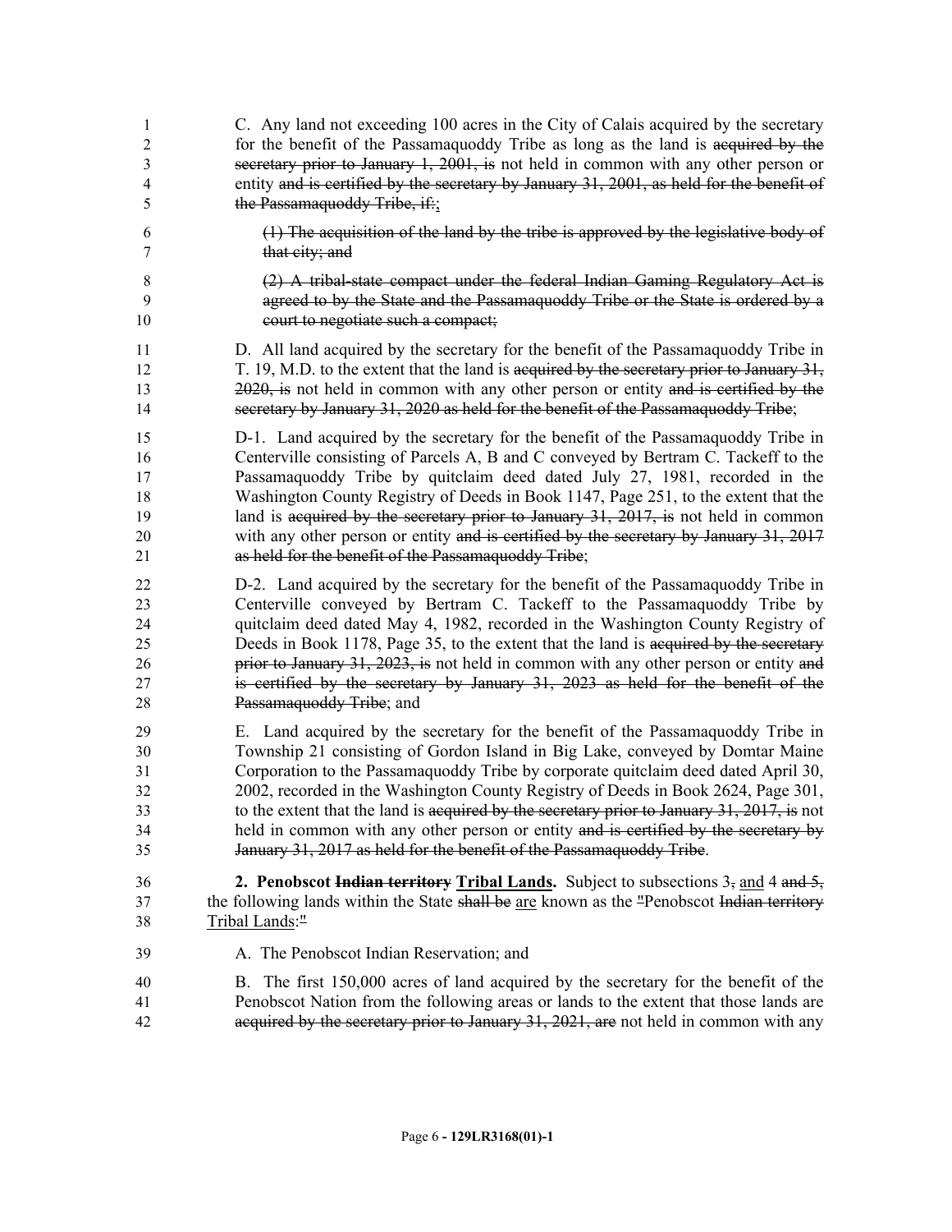C. Any land not exceeding 100 acres in the City of Calais acquired by the secretary for the benefit of the Passamaquoddy Tribe as long as the land is ~~acquired by the secretary prior to January 1, 2001, is~~ not held in common with any other person or entity ~~and is certified by the secretary by January 31, 2001, as held for the benefit of the Passamaquoddy Tribe, if:~~<u>;</u>

~~(1) The acquisition of the land by the tribe is approved by the legislative body of that city; and~~

~~(2) A tribal-state compact under the federal Indian Gaming Regulatory Act is agreed to by the State and the Passamaquoddy Tribe or the State is ordered by a court to negotiate such a compact;~~

D. All land acquired by the secretary for the benefit of the Passamaquoddy Tribe in T. 19, M.D. to the extent that the land is ~~acquired by the secretary prior to January 31, 2020, is~~ not held in common with any other person or entity ~~and is certified by the secretary by January 31, 2020 as held for the benefit of the Passamaquoddy Tribe~~;

D-1. Land acquired by the secretary for the benefit of the Passamaquoddy Tribe in Centerville consisting of Parcels A, B and C conveyed by Bertram C. Tackeff to the Passamaquoddy Tribe by quitclaim deed dated July 27, 1981, recorded in the Washington County Registry of Deeds in Book 1147, Page 251, to the extent that the land is ~~acquired by the secretary prior to January 31, 2017, is~~ not held in common with any other person or entity ~~and is certified by the secretary by January 31, 2017 as held for the benefit of the Passamaquoddy Tribe~~;

D-2. Land acquired by the secretary for the benefit of the Passamaquoddy Tribe in Centerville conveyed by Bertram C. Tackeff to the Passamaquoddy Tribe by quitclaim deed dated May 4, 1982, recorded in the Washington County Registry of Deeds in Book 1178, Page 35, to the extent that the land is ~~acquired by the secretary prior to January 31, 2023, is~~ not held in common with any other person or entity ~~and is certified by the secretary by January 31, 2023 as held for the benefit of the Passamaquoddy Tribe~~; and

E. Land acquired by the secretary for the benefit of the Passamaquoddy Tribe in Township 21 consisting of Gordon Island in Big Lake, conveyed by Domtar Maine Corporation to the Passamaquoddy Tribe by corporate quitclaim deed dated April 30, 2002, recorded in the Washington County Registry of Deeds in Book 2624, Page 301, to the extent that the land is ~~acquired by the secretary prior to January 31, 2017, is~~ not held in common with any other person or entity ~~and is certified by the secretary by January 31, 2017 as held for the benefit of the Passamaquoddy Tribe~~.

**2. Penobscot ~~Indian territory~~ <u>Tribal Lands</u>.** Subject to subsections 3~~,~~ <u>and</u> 4 ~~and 5,~~ the following lands within the State ~~shall be~~ <u>are</u> known as the ~~"~~Penobscot ~~Indian territory~~ <u>Tribal Lands</u>:~~"~~

A. The Penobscot Indian Reservation; and

B. The first 150,000 acres of land acquired by the secretary for the benefit of the Penobscot Nation from the following areas or lands to the extent that those lands are ~~acquired by the secretary prior to January 31, 2021, are~~ not held in common with any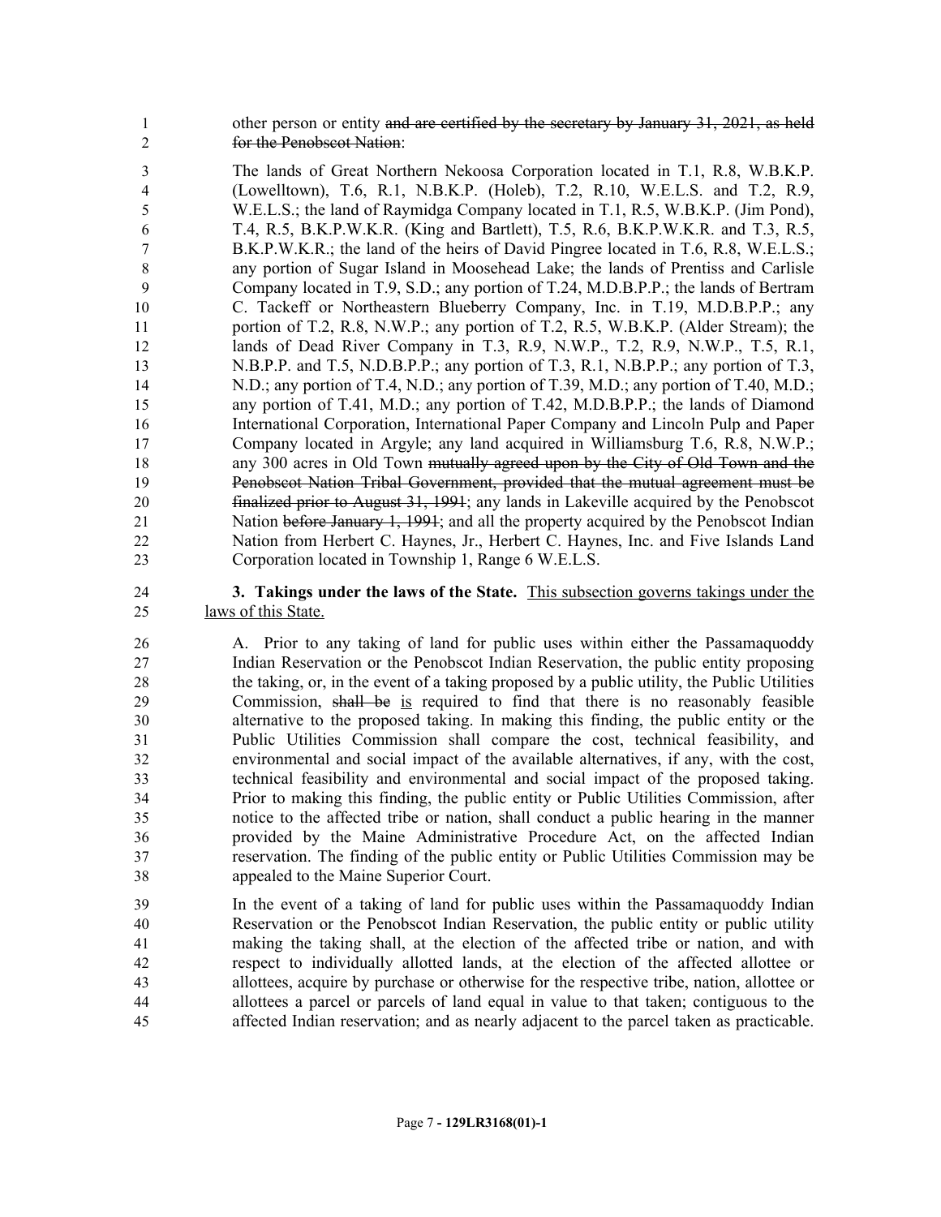other person or entity ~~and are certified by the secretary by January 31, 2021, as held for the Penobscot Nation~~:

The lands of Great Northern Nekoosa Corporation located in T.1, R.8, W.B.K.P. (Lowelltown), T.6, R.1, N.B.K.P. (Holeb), T.2, R.10, W.E.L.S. and T.2, R.9, W.E.L.S.; the land of Raymidga Company located in T.1, R.5, W.B.K.P. (Jim Pond), T.4, R.5, B.K.P.W.K.R. (King and Bartlett), T.5, R.6, B.K.P.W.K.R. and T.3, R.5, B.K.P.W.K.R.; the land of the heirs of David Pingree located in T.6, R.8, W.E.L.S.; any portion of Sugar Island in Moosehead Lake; the lands of Prentiss and Carlisle Company located in T.9, S.D.; any portion of T.24, M.D.B.P.P.; the lands of Bertram C. Tackeff or Northeastern Blueberry Company, Inc. in T.19, M.D.B.P.P.; any portion of T.2, R.8, N.W.P.; any portion of T.2, R.5, W.B.K.P. (Alder Stream); the lands of Dead River Company in T.3, R.9, N.W.P., T.2, R.9, N.W.P., T.5, R.1, N.B.P.P. and T.5, N.D.B.P.P.; any portion of T.3, R.1, N.B.P.P.; any portion of T.3, N.D.; any portion of T.4, N.D.; any portion of T.39, M.D.; any portion of T.40, M.D.; any portion of T.41, M.D.; any portion of T.42, M.D.B.P.P.; the lands of Diamond International Corporation, International Paper Company and Lincoln Pulp and Paper Company located in Argyle; any land acquired in Williamsburg T.6, R.8, N.W.P.; any 300 acres in Old Town ~~mutually agreed upon by the City of Old Town and the Penobscot Nation Tribal Government, provided that the mutual agreement must be finalized prior to August 31, 1991~~; any lands in Lakeville acquired by the Penobscot Nation ~~before January 1, 1991~~; and all the property acquired by the Penobscot Indian Nation from Herbert C. Haynes, Jr., Herbert C. Haynes, Inc. and Five Islands Land Corporation located in Township 1, Range 6 W.E.L.S.

**3. Takings under the laws of the State.** <u>This subsection governs takings under the laws of this State.</u>

A. Prior to any taking of land for public uses within either the Passamaquoddy Indian Reservation or the Penobscot Indian Reservation, the public entity proposing the taking, or, in the event of a taking proposed by a public utility, the Public Utilities Commission, ~~shall be~~ <u>is</u> required to find that there is no reasonably feasible alternative to the proposed taking. In making this finding, the public entity or the Public Utilities Commission shall compare the cost, technical feasibility, and environmental and social impact of the available alternatives, if any, with the cost, technical feasibility and environmental and social impact of the proposed taking. Prior to making this finding, the public entity or Public Utilities Commission, after notice to the affected tribe or nation, shall conduct a public hearing in the manner provided by the Maine Administrative Procedure Act, on the affected Indian reservation. The finding of the public entity or Public Utilities Commission may be appealed to the Maine Superior Court.

In the event of a taking of land for public uses within the Passamaquoddy Indian Reservation or the Penobscot Indian Reservation, the public entity or public utility making the taking shall, at the election of the affected tribe or nation, and with respect to individually allotted lands, at the election of the affected allottee or allottees, acquire by purchase or otherwise for the respective tribe, nation, allottee or allottees a parcel or parcels of land equal in value to that taken; contiguous to the affected Indian reservation; and as nearly adjacent to the parcel taken as practicable.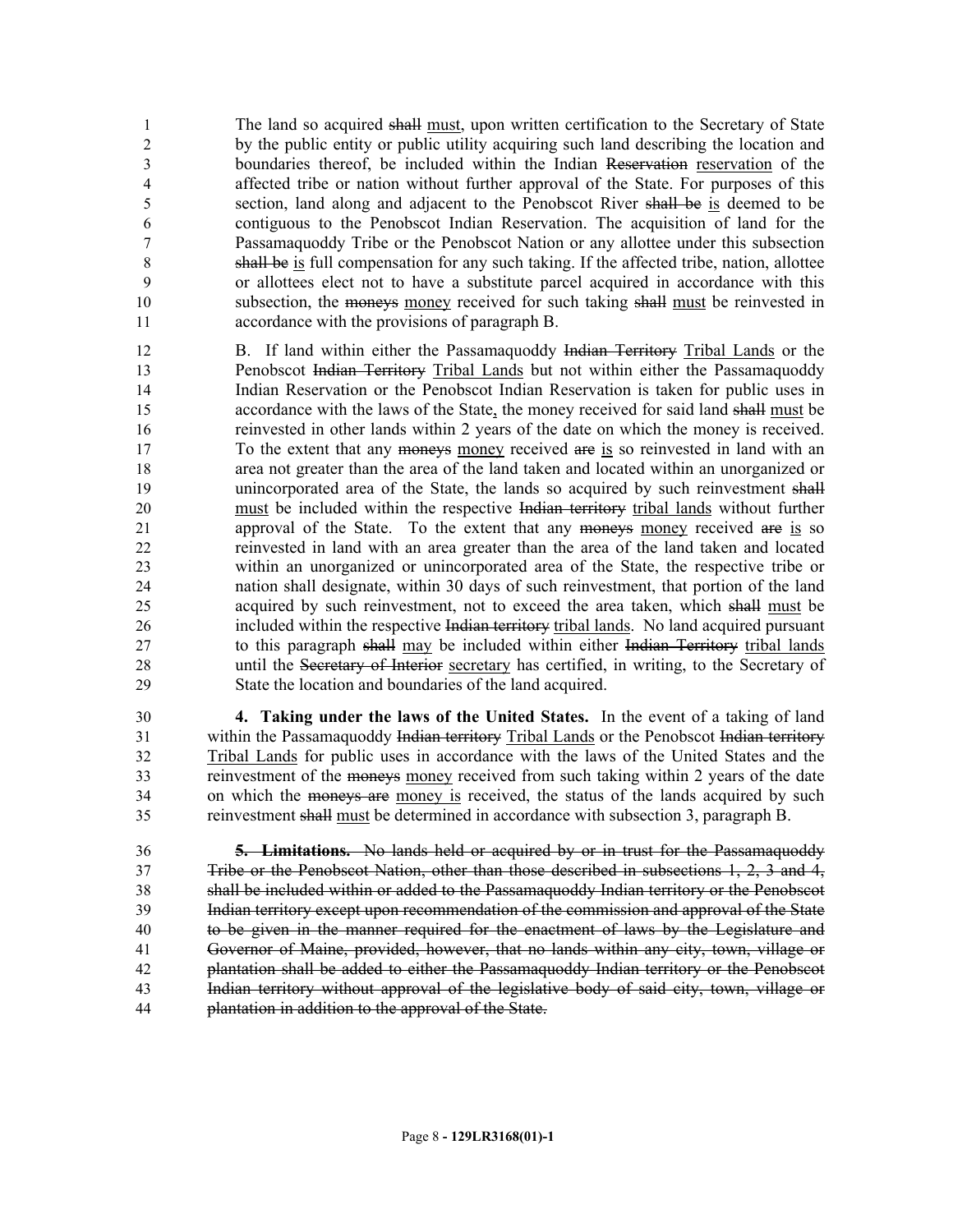The land so acquired ~~shall~~ <u>must</u>, upon written certification to the Secretary of State by the public entity or public utility acquiring such land describing the location and boundaries thereof, be included within the Indian ~~Reservation~~ <u>reservation</u> of the affected tribe or nation without further approval of the State. For purposes of this section, land along and adjacent to the Penobscot River ~~shall be~~ <u>is</u> deemed to be contiguous to the Penobscot Indian Reservation. The acquisition of land for the Passamaquoddy Tribe or the Penobscot Nation or any allottee under this subsection ~~shall be~~ <u>is</u> full compensation for any such taking. If the affected tribe, nation, allottee or allottees elect not to have a substitute parcel acquired in accordance with this subsection, the ~~moneys~~ <u>money</u> received for such taking ~~shall~~ <u>must</u> be reinvested in accordance with the provisions of paragraph B.

B. If land within either the Passamaquoddy ~~Indian Territory~~ <u>Tribal Lands</u> or the Penobscot ~~Indian Territory~~ <u>Tribal Lands</u> but not within either the Passamaquoddy Indian Reservation or the Penobscot Indian Reservation is taken for public uses in accordance with the laws of the State<u>,</u> the money received for said land ~~shall~~ <u>must</u> be reinvested in other lands within 2 years of the date on which the money is received. To the extent that any ~~moneys~~ <u>money</u> received ~~are~~ <u>is</u> so reinvested in land with an area not greater than the area of the land taken and located within an unorganized or unincorporated area of the State, the lands so acquired by such reinvestment ~~shall~~ <u>must</u> be included within the respective ~~Indian territory~~ <u>tribal lands</u> without further approval of the State. To the extent that any ~~moneys~~ <u>money</u> received ~~are~~ <u>is</u> so reinvested in land with an area greater than the area of the land taken and located within an unorganized or unincorporated area of the State, the respective tribe or nation shall designate, within 30 days of such reinvestment, that portion of the land acquired by such reinvestment, not to exceed the area taken, which ~~shall~~ <u>must</u> be included within the respective ~~Indian territory~~ <u>tribal lands</u>. No land acquired pursuant to this paragraph ~~shall~~ <u>may</u> be included within either ~~Indian Territory~~ <u>tribal lands</u> until the ~~Secretary of Interior~~ <u>secretary</u> has certified, in writing, to the Secretary of State the location and boundaries of the land acquired.

**4. Taking under the laws of the United States.** In the event of a taking of land within the Passamaquoddy ~~Indian territory~~ <u>Tribal Lands</u> or the Penobscot ~~Indian territory~~ <u>Tribal Lands</u> for public uses in accordance with the laws of the United States and the reinvestment of the ~~moneys~~ <u>money</u> received from such taking within 2 years of the date on which the ~~moneys are~~ <u>money is</u> received, the status of the lands acquired by such reinvestment ~~shall~~ <u>must</u> be determined in accordance with subsection 3, paragraph B.

~~**5. Limitations.** No lands held or acquired by or in trust for the Passamaquoddy Tribe or the Penobscot Nation, other than those described in subsections 1, 2, 3 and 4, shall be included within or added to the Passamaquoddy Indian territory or the Penobscot Indian territory except upon recommendation of the commission and approval of the State to be given in the manner required for the enactment of laws by the Legislature and Governor of Maine, provided, however, that no lands within any city, town, village or plantation shall be added to either the Passamaquoddy Indian territory or the Penobscot Indian territory without approval of the legislative body of said city, town, village or plantation in addition to the approval of the State.~~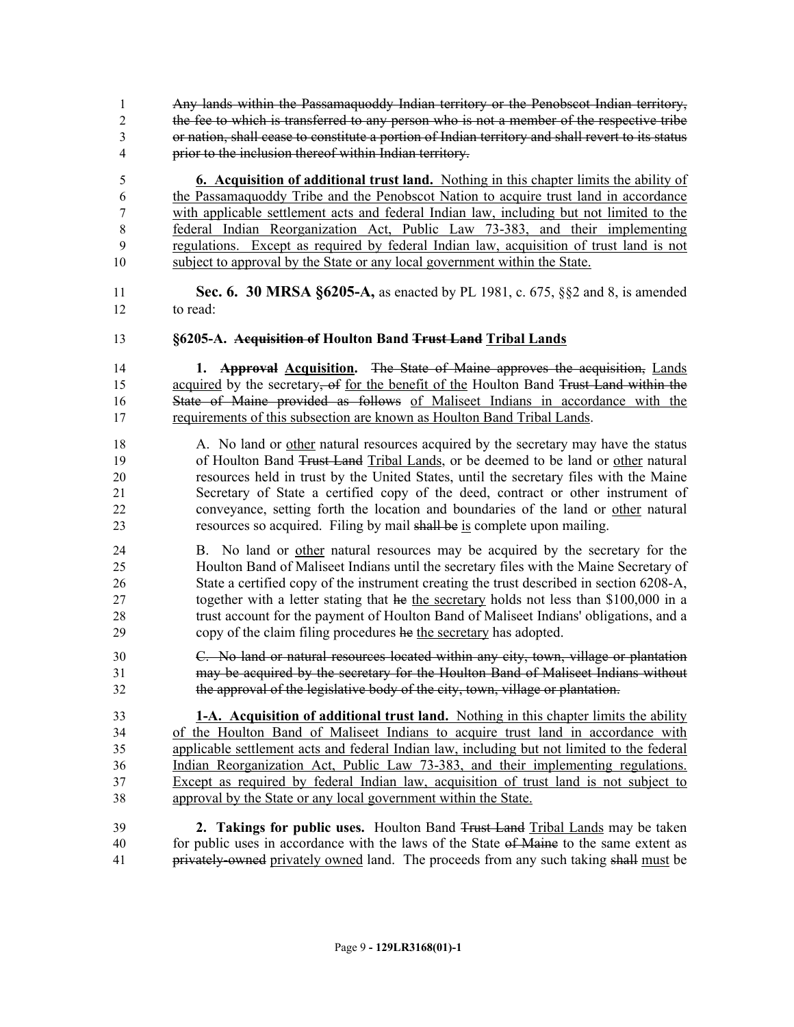~~Any lands within the Passamaquoddy Indian territory or the Penobscot Indian territory, the fee to which is transferred to any person who is not a member of the respective tribe or nation, shall cease to constitute a portion of Indian territory and shall revert to its status prior to the inclusion thereof within Indian territory.~~

<u>**6. Acquisition of additional trust land.** Nothing in this chapter limits the ability of the Passamaquoddy Tribe and the Penobscot Nation to acquire trust land in accordance with applicable settlement acts and federal Indian law, including but not limited to the federal Indian Reorganization Act, Public Law 73-383, and their implementing regulations. Except as required by federal Indian law, acquisition of trust land is not subject to approval by the State or any local government within the State.</u>

**Sec. 6. 30 MRSA §6205-A,** as enacted by PL 1981, c. 675, §§2 and 8, is amended to read:

**§6205-A. ~~Acquisition of~~ Houlton Band ~~Trust Land~~ <u>Tribal Lands</u>**

**1. ~~Approval~~ <u>Acquisition</u>.** ~~The State of Maine approves the acquisition,~~ <u>Lands acquired</u> by the secretary~~, of~~ <u>for the benefit of the</u> Houlton Band ~~Trust Land within the State of Maine provided as follows~~ <u>of Maliseet Indians in accordance with the requirements of this subsection are known as Houlton Band Tribal Lands</u>.

A. No land or <u>other</u> natural resources acquired by the secretary may have the status of Houlton Band ~~Trust Land~~ <u>Tribal Lands</u>, or be deemed to be land or <u>other</u> natural resources held in trust by the United States, until the secretary files with the Maine Secretary of State a certified copy of the deed, contract or other instrument of conveyance, setting forth the location and boundaries of the land or <u>other</u> natural resources so acquired. Filing by mail ~~shall be~~ <u>is</u> complete upon mailing.

B. No land or <u>other</u> natural resources may be acquired by the secretary for the Houlton Band of Maliseet Indians until the secretary files with the Maine Secretary of State a certified copy of the instrument creating the trust described in section 6208-A, together with a letter stating that ~~he~~ <u>the secretary</u> holds not less than $100,000 in a trust account for the payment of Houlton Band of Maliseet Indians' obligations, and a copy of the claim filing procedures ~~he~~ <u>the secretary</u> has adopted.

~~C. No land or natural resources located within any city, town, village or plantation may be acquired by the secretary for the Houlton Band of Maliseet Indians without the approval of the legislative body of the city, town, village or plantation.~~

<u>**1-A. Acquisition of additional trust land.** Nothing in this chapter limits the ability of the Houlton Band of Maliseet Indians to acquire trust land in accordance with applicable settlement acts and federal Indian law, including but not limited to the federal Indian Reorganization Act, Public Law 73-383, and their implementing regulations. Except as required by federal Indian law, acquisition of trust land is not subject to approval by the State or any local government within the State.</u>

**2. Takings for public uses.** Houlton Band ~~Trust Land~~ <u>Tribal Lands</u> may be taken for public uses in accordance with the laws of the State ~~of Maine~~ to the same extent as ~~privately-owned~~ <u>privately owned</u> land. The proceeds from any such taking ~~shall~~ <u>must</u> be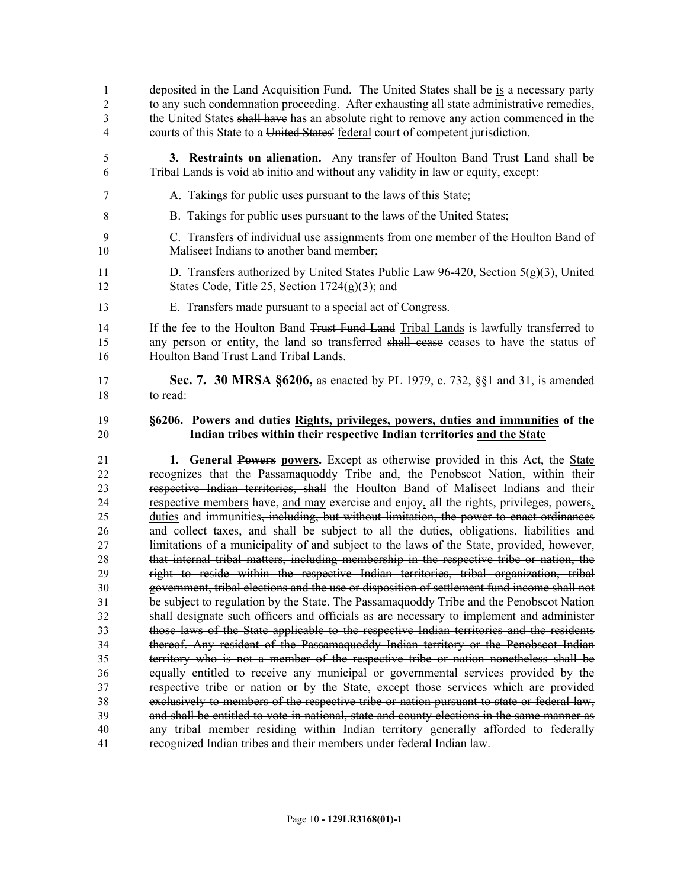deposited in the Land Acquisition Fund. The United States ~~shall be~~ is a necessary party to any such condemnation proceeding. After exhausting all state administrative remedies, the United States ~~shall have~~ has an absolute right to remove any action commenced in the courts of this State to a ~~United States'~~ federal court of competent jurisdiction.

**3. Restraints on alienation.** Any transfer of Houlton Band ~~Trust Land shall be~~ Tribal Lands is void ab initio and without any validity in law or equity, except:

A. Takings for public uses pursuant to the laws of this State;

B. Takings for public uses pursuant to the laws of the United States;

C. Transfers of individual use assignments from one member of the Houlton Band of Maliseet Indians to another band member;

D. Transfers authorized by United States Public Law 96-420, Section 5(g)(3), United States Code, Title 25, Section 1724(g)(3); and

E. Transfers made pursuant to a special act of Congress.

If the fee to the Houlton Band ~~Trust Fund Land~~ Tribal Lands is lawfully transferred to any person or entity, the land so transferred ~~shall cease~~ ceases to have the status of Houlton Band ~~Trust Land~~ Tribal Lands.

**Sec. 7. 30 MRSA §6206,** as enacted by PL 1979, c. 732, §§1 and 31, is amended to read:

**§6206. ~~Powers and duties~~ Rights, privileges, powers, duties and immunities of the Indian tribes ~~within their respective Indian territories~~ and the State**

**1. General ~~Powers~~ powers.** Except as otherwise provided in this Act, the State recognizes that the Passamaquoddy Tribe ~~and~~, the Penobscot Nation, ~~within their respective Indian territories, shall~~ the Houlton Band of Maliseet Indians and their respective members have, and may exercise and enjoy, all the rights, privileges, powers, duties and immunities~~, including, but without limitation, the power to enact ordinances and collect taxes, and shall be subject to all the duties, obligations, liabilities and limitations of a municipality of and subject to the laws of the State, provided, however, that internal tribal matters, including membership in the respective tribe or nation, the right to reside within the respective Indian territories, tribal organization, tribal government, tribal elections and the use or disposition of settlement fund income shall not be subject to regulation by the State. The Passamaquoddy Tribe and the Penobscot Nation shall designate such officers and officials as are necessary to implement and administer those laws of the State applicable to the respective Indian territories and the residents thereof. Any resident of the Passamaquoddy Indian territory or the Penobscot Indian territory who is not a member of the respective tribe or nation nonetheless shall be equally entitled to receive any municipal or governmental services provided by the respective tribe or nation or by the State, except those services which are provided exclusively to members of the respective tribe or nation pursuant to state or federal law, and shall be entitled to vote in national, state and county elections in the same manner as any tribal member residing within Indian territory~~ generally afforded to federally recognized Indian tribes and their members under federal Indian law.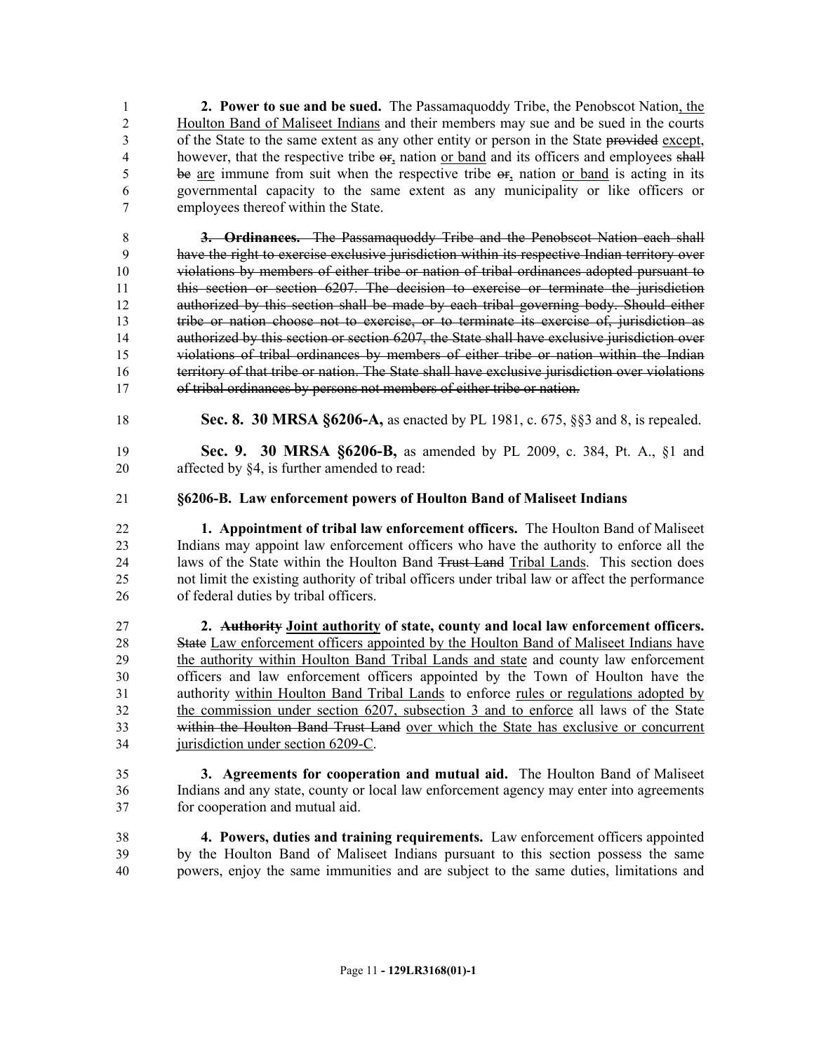**2. Power to sue and be sued.** The Passamaquoddy Tribe, the Penobscot Nation, the Houlton Band of Maliseet Indians and their members may sue and be sued in the courts of the State to the same extent as any other entity or person in the State ~~provided~~ except, however, that the respective tribe ~~or~~, nation or band and its officers and employees ~~shall be~~ are immune from suit when the respective tribe ~~or~~, nation or band is acting in its governmental capacity to the same extent as any municipality or like officers or employees thereof within the State.

~~**3. Ordinances.** The Passamaquoddy Tribe and the Penobscot Nation each shall have the right to exercise exclusive jurisdiction within its respective Indian territory over violations by members of either tribe or nation of tribal ordinances adopted pursuant to this section or section 6207. The decision to exercise or terminate the jurisdiction authorized by this section shall be made by each tribal governing body. Should either tribe or nation choose not to exercise, or to terminate its exercise of, jurisdiction as authorized by this section or section 6207, the State shall have exclusive jurisdiction over violations of tribal ordinances by members of either tribe or nation within the Indian territory of that tribe or nation. The State shall have exclusive jurisdiction over violations of tribal ordinances by persons not members of either tribe or nation.~~

**Sec. 8. 30 MRSA §6206-A,** as enacted by PL 1981, c. 675, §§3 and 8, is repealed.

**Sec. 9. 30 MRSA §6206-B,** as amended by PL 2009, c. 384, Pt. A., §1 and affected by §4, is further amended to read:

**§6206-B. Law enforcement powers of Houlton Band of Maliseet Indians**

**1. Appointment of tribal law enforcement officers.** The Houlton Band of Maliseet Indians may appoint law enforcement officers who have the authority to enforce all the laws of the State within the Houlton Band ~~Trust Land~~ Tribal Lands. This section does not limit the existing authority of tribal officers under tribal law or affect the performance of federal duties by tribal officers.

**2. ~~Authority~~ Joint authority of state, county and local law enforcement officers.** ~~State~~ Law enforcement officers appointed by the Houlton Band of Maliseet Indians have the authority within Houlton Band Tribal Lands and state and county law enforcement officers and law enforcement officers appointed by the Town of Houlton have the authority within Houlton Band Tribal Lands to enforce rules or regulations adopted by the commission under section 6207, subsection 3 and to enforce all laws of the State ~~within the Houlton Band Trust Land~~ over which the State has exclusive or concurrent jurisdiction under section 6209-C.

**3. Agreements for cooperation and mutual aid.** The Houlton Band of Maliseet Indians and any state, county or local law enforcement agency may enter into agreements for cooperation and mutual aid.

**4. Powers, duties and training requirements.** Law enforcement officers appointed by the Houlton Band of Maliseet Indians pursuant to this section possess the same powers, enjoy the same immunities and are subject to the same duties, limitations and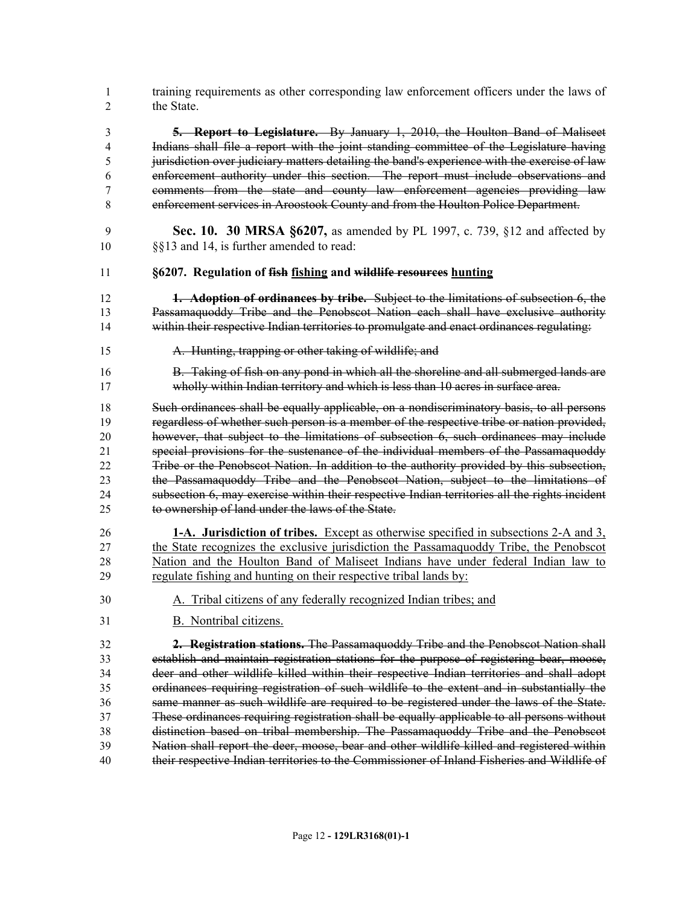training requirements as other corresponding law enforcement officers under the laws of the State.

~~**5. Report to Legislature.** By January 1, 2010, the Houlton Band of Maliseet Indians shall file a report with the joint standing committee of the Legislature having jurisdiction over judiciary matters detailing the band's experience with the exercise of law enforcement authority under this section. The report must include observations and comments from the state and county law enforcement agencies providing law enforcement services in Aroostook County and from the Houlton Police Department.~~

**Sec. 10. 30 MRSA §6207,** as amended by PL 1997, c. 739, §12 and affected by §§13 and 14, is further amended to read:

**§6207. Regulation of ~~fish~~ <u>fishing</u> and ~~wildlife resources~~ <u>hunting</u>**

~~**1. Adoption of ordinances by tribe.** Subject to the limitations of subsection 6, the Passamaquoddy Tribe and the Penobscot Nation each shall have exclusive authority within their respective Indian territories to promulgate and enact ordinances regulating:~~

~~A. Hunting, trapping or other taking of wildlife; and~~

~~B. Taking of fish on any pond in which all the shoreline and all submerged lands are wholly within Indian territory and which is less than 10 acres in surface area.~~

~~Such ordinances shall be equally applicable, on a nondiscriminatory basis, to all persons regardless of whether such person is a member of the respective tribe or nation provided, however, that subject to the limitations of subsection 6, such ordinances may include special provisions for the sustenance of the individual members of the Passamaquoddy Tribe or the Penobscot Nation. In addition to the authority provided by this subsection, the Passamaquoddy Tribe and the Penobscot Nation, subject to the limitations of subsection 6, may exercise within their respective Indian territories all the rights incident to ownership of land under the laws of the State.~~

<u>**1-A. Jurisdiction of tribes.** Except as otherwise specified in subsections 2-A and 3, the State recognizes the exclusive jurisdiction the Passamaquoddy Tribe, the Penobscot Nation and the Houlton Band of Maliseet Indians have under federal Indian law to regulate fishing and hunting on their respective tribal lands by:</u>

<u>A. Tribal citizens of any federally recognized Indian tribes; and</u>

<u>B. Nontribal citizens.</u>

~~**2. Registration stations.** The Passamaquoddy Tribe and the Penobscot Nation shall establish and maintain registration stations for the purpose of registering bear, moose, deer and other wildlife killed within their respective Indian territories and shall adopt ordinances requiring registration of such wildlife to the extent and in substantially the same manner as such wildlife are required to be registered under the laws of the State. These ordinances requiring registration shall be equally applicable to all persons without distinction based on tribal membership. The Passamaquoddy Tribe and the Penobscot Nation shall report the deer, moose, bear and other wildlife killed and registered within their respective Indian territories to the Commissioner of Inland Fisheries and Wildlife of~~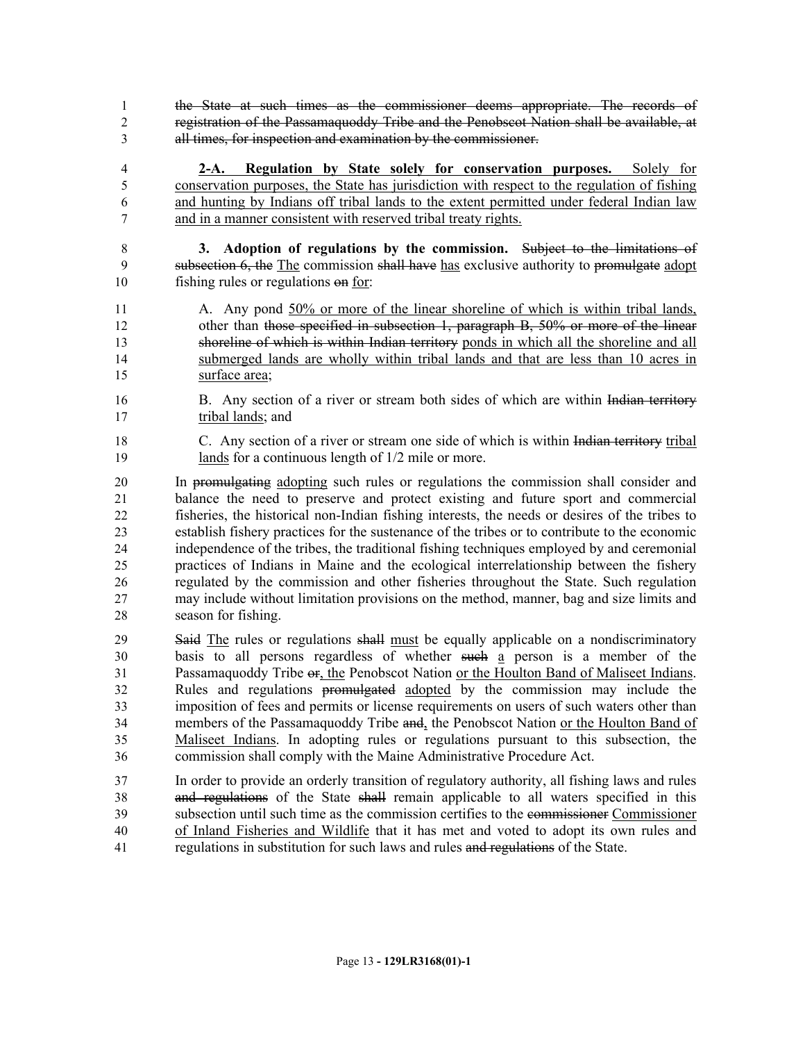~~the State at such times as the commissioner deems appropriate. The records of registration of the Passamaquoddy Tribe and the Penobscot Nation shall be available, at all times, for inspection and examination by the commissioner.~~

<u>**2-A. Regulation by State solely for conservation purposes.** Solely for conservation purposes, the State has jurisdiction with respect to the regulation of fishing and hunting by Indians off tribal lands to the extent permitted under federal Indian law and in a manner consistent with reserved tribal treaty rights.</u>

**3. Adoption of regulations by the commission.** ~~Subject to the limitations of subsection 6, the~~ <u>The</u> commission ~~shall have~~ <u>has</u> exclusive authority to ~~promulgate~~ <u>adopt</u> fishing rules or regulations ~~on~~ <u>for</u>:

A. Any pond <u>50% or more of the linear shoreline of which is within tribal lands,</u> other than ~~those specified in subsection 1, paragraph B, 50% or more of the linear shoreline of which is within Indian territory~~ <u>ponds in which all the shoreline and all submerged lands are wholly within tribal lands and that are less than 10 acres in surface area</u>;

B. Any section of a river or stream both sides of which are within ~~Indian territory~~ <u>tribal lands</u>; and

C. Any section of a river or stream one side of which is within ~~Indian territory~~ <u>tribal lands</u> for a continuous length of 1/2 mile or more.

In ~~promulgating~~ <u>adopting</u> such rules or regulations the commission shall consider and balance the need to preserve and protect existing and future sport and commercial fisheries, the historical non-Indian fishing interests, the needs or desires of the tribes to establish fishery practices for the sustenance of the tribes or to contribute to the economic independence of the tribes, the traditional fishing techniques employed by and ceremonial practices of Indians in Maine and the ecological interrelationship between the fishery regulated by the commission and other fisheries throughout the State. Such regulation may include without limitation provisions on the method, manner, bag and size limits and season for fishing.

~~Said~~ <u>The</u> rules or regulations ~~shall~~ <u>must</u> be equally applicable on a nondiscriminatory basis to all persons regardless of whether ~~such~~ <u>a</u> person is a member of the Passamaquoddy Tribe ~~or~~<u>, the</u> Penobscot Nation <u>or the Houlton Band of Maliseet Indians</u>. Rules and regulations ~~promulgated~~ <u>adopted</u> by the commission may include the imposition of fees and permits or license requirements on users of such waters other than members of the Passamaquoddy Tribe ~~and~~<u>,</u> the Penobscot Nation <u>or the Houlton Band of Maliseet Indians</u>. In adopting rules or regulations pursuant to this subsection, the commission shall comply with the Maine Administrative Procedure Act.

In order to provide an orderly transition of regulatory authority, all fishing laws and rules ~~and regulations~~ of the State ~~shall~~ remain applicable to all waters specified in this subsection until such time as the commission certifies to the ~~commissioner~~ <u>Commissioner of Inland Fisheries and Wildlife</u> that it has met and voted to adopt its own rules and regulations in substitution for such laws and rules ~~and regulations~~ of the State.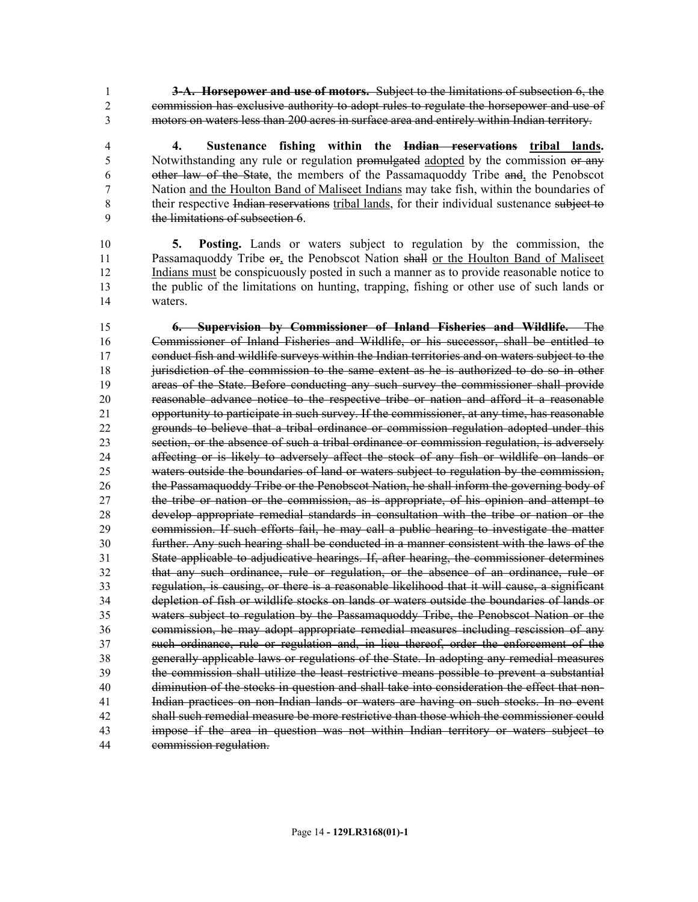~~**3-A. Horsepower and use of motors.** Subject to the limitations of subsection 6, the commission has exclusive authority to adopt rules to regulate the horsepower and use of motors on waters less than 200 acres in surface area and entirely within Indian territory.~~

**4. Sustenance fishing within the ~~Indian reservations~~ <u>tribal lands</u>.** Notwithstanding any rule or regulation ~~promulgated~~ <u>adopted</u> by the commission ~~or any other law of the State~~, the members of the Passamaquoddy Tribe ~~and~~<u>,</u> the Penobscot Nation <u>and the Houlton Band of Maliseet Indians</u> may take fish, within the boundaries of their respective ~~Indian reservations~~ <u>tribal lands</u>, for their individual sustenance ~~subject to the limitations of subsection 6~~.

**5. Posting.** Lands or waters subject to regulation by the commission, the Passamaquoddy Tribe ~~or~~<u>,</u> the Penobscot Nation ~~shall~~ <u>or the Houlton Band of Maliseet Indians must</u> be conspicuously posted in such a manner as to provide reasonable notice to the public of the limitations on hunting, trapping, fishing or other use of such lands or waters.

~~**6. Supervision by Commissioner of Inland Fisheries and Wildlife.** The Commissioner of Inland Fisheries and Wildlife, or his successor, shall be entitled to conduct fish and wildlife surveys within the Indian territories and on waters subject to the jurisdiction of the commission to the same extent as he is authorized to do so in other areas of the State. Before conducting any such survey the commissioner shall provide reasonable advance notice to the respective tribe or nation and afford it a reasonable opportunity to participate in such survey. If the commissioner, at any time, has reasonable grounds to believe that a tribal ordinance or commission regulation adopted under this section, or the absence of such a tribal ordinance or commission regulation, is adversely affecting or is likely to adversely affect the stock of any fish or wildlife on lands or waters outside the boundaries of land or waters subject to regulation by the commission, the Passamaquoddy Tribe or the Penobscot Nation, he shall inform the governing body of the tribe or nation or the commission, as is appropriate, of his opinion and attempt to develop appropriate remedial standards in consultation with the tribe or nation or the commission. If such efforts fail, he may call a public hearing to investigate the matter further. Any such hearing shall be conducted in a manner consistent with the laws of the State applicable to adjudicative hearings. If, after hearing, the commissioner determines that any such ordinance, rule or regulation, or the absence of an ordinance, rule or regulation, is causing, or there is a reasonable likelihood that it will cause, a significant depletion of fish or wildlife stocks on lands or waters outside the boundaries of lands or waters subject to regulation by the Passamaquoddy Tribe, the Penobscot Nation or the commission, he may adopt appropriate remedial measures including rescission of any such ordinance, rule or regulation and, in lieu thereof, order the enforcement of the generally applicable laws or regulations of the State. In adopting any remedial measures the commission shall utilize the least restrictive means possible to prevent a substantial diminution of the stocks in question and shall take into consideration the effect that non-Indian practices on non-Indian lands or waters are having on such stocks. In no event shall such remedial measure be more restrictive than those which the commissioner could impose if the area in question was not within Indian territory or waters subject to commission regulation.~~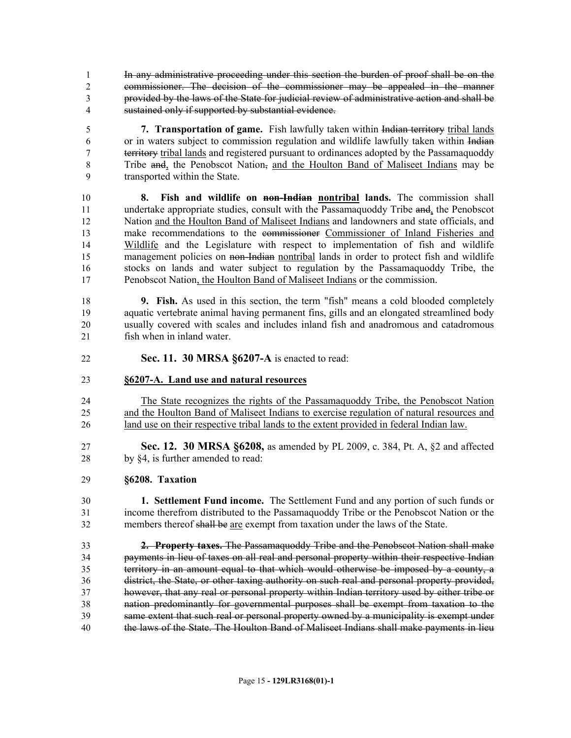~~In any administrative proceeding under this section the burden of proof shall be on the commissioner. The decision of the commissioner may be appealed in the manner provided by the laws of the State for judicial review of administrative action and shall be sustained only if supported by substantial evidence.~~

**7. Transportation of game.** Fish lawfully taken within ~~Indian territory~~ tribal lands or in waters subject to commission regulation and wildlife lawfully taken within ~~Indian territory~~ tribal lands and registered pursuant to ordinances adopted by the Passamaquoddy Tribe ~~and~~, the Penobscot Nation~~,~~ and the Houlton Band of Maliseet Indians may be transported within the State.

**8. Fish and wildlife on ~~non-Indian~~ nontribal lands.** The commission shall undertake appropriate studies, consult with the Passamaquoddy Tribe ~~and~~, the Penobscot Nation and the Houlton Band of Maliseet Indians and landowners and state officials, and make recommendations to the ~~commissioner~~ Commissioner of Inland Fisheries and Wildlife and the Legislature with respect to implementation of fish and wildlife management policies on ~~non-Indian~~ nontribal lands in order to protect fish and wildlife stocks on lands and water subject to regulation by the Passamaquoddy Tribe, the Penobscot Nation, the Houlton Band of Maliseet Indians or the commission.

**9. Fish.** As used in this section, the term "fish" means a cold blooded completely aquatic vertebrate animal having permanent fins, gills and an elongated streamlined body usually covered with scales and includes inland fish and anadromous and catadromous fish when in inland water.

**Sec. 11. 30 MRSA §6207-A** is enacted to read:

**§6207-A. Land use and natural resources**

The State recognizes the rights of the Passamaquoddy Tribe, the Penobscot Nation and the Houlton Band of Maliseet Indians to exercise regulation of natural resources and land use on their respective tribal lands to the extent provided in federal Indian law.

**Sec. 12. 30 MRSA §6208,** as amended by PL 2009, c. 384, Pt. A, §2 and affected by §4, is further amended to read:

**§6208. Taxation**

**1. Settlement Fund income.** The Settlement Fund and any portion of such funds or income therefrom distributed to the Passamaquoddy Tribe or the Penobscot Nation or the members thereof ~~shall be~~ are exempt from taxation under the laws of the State.

~~**2. Property taxes.** The Passamaquoddy Tribe and the Penobscot Nation shall make payments in lieu of taxes on all real and personal property within their respective Indian territory in an amount equal to that which would otherwise be imposed by a county, a district, the State, or other taxing authority on such real and personal property provided, however, that any real or personal property within Indian territory used by either tribe or nation predominantly for governmental purposes shall be exempt from taxation to the same extent that such real or personal property owned by a municipality is exempt under the laws of the State. The Houlton Band of Maliseet Indians shall make payments in lieu~~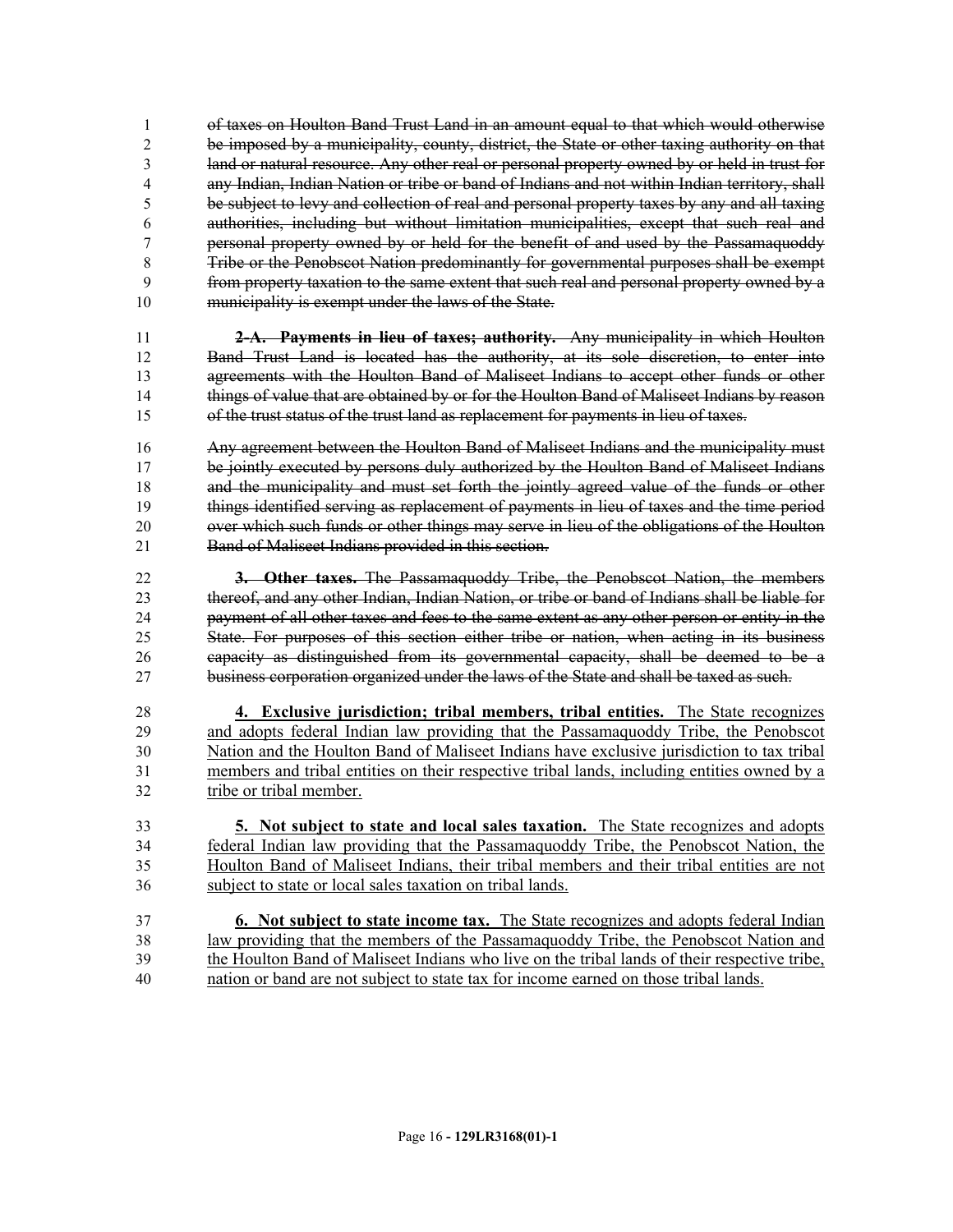~~of taxes on Houlton Band Trust Land in an amount equal to that which would otherwise be imposed by a municipality, county, district, the State or other taxing authority on that land or natural resource. Any other real or personal property owned by or held in trust for any Indian, Indian Nation or tribe or band of Indians and not within Indian territory, shall be subject to levy and collection of real and personal property taxes by any and all taxing authorities, including but without limitation municipalities, except that such real and personal property owned by or held for the benefit of and used by the Passamaquoddy Tribe or the Penobscot Nation predominantly for governmental purposes shall be exempt from property taxation to the same extent that such real and personal property owned by a municipality is exempt under the laws of the State.~~

~~**2-A. Payments in lieu of taxes; authority.** Any municipality in which Houlton Band Trust Land is located has the authority, at its sole discretion, to enter into agreements with the Houlton Band of Maliseet Indians to accept other funds or other things of value that are obtained by or for the Houlton Band of Maliseet Indians by reason of the trust status of the trust land as replacement for payments in lieu of taxes.~~

~~Any agreement between the Houlton Band of Maliseet Indians and the municipality must be jointly executed by persons duly authorized by the Houlton Band of Maliseet Indians and the municipality and must set forth the jointly agreed value of the funds or other things identified serving as replacement of payments in lieu of taxes and the time period over which such funds or other things may serve in lieu of the obligations of the Houlton Band of Maliseet Indians provided in this section.~~

~~**3. Other taxes.** The Passamaquoddy Tribe, the Penobscot Nation, the members thereof, and any other Indian, Indian Nation, or tribe or band of Indians shall be liable for payment of all other taxes and fees to the same extent as any other person or entity in the State. For purposes of this section either tribe or nation, when acting in its business capacity as distinguished from its governmental capacity, shall be deemed to be a business corporation organized under the laws of the State and shall be taxed as such.~~

**4. Exclusive jurisdiction; tribal members, tribal entities.** The State recognizes and adopts federal Indian law providing that the Passamaquoddy Tribe, the Penobscot Nation and the Houlton Band of Maliseet Indians have exclusive jurisdiction to tax tribal members and tribal entities on their respective tribal lands, including entities owned by a tribe or tribal member.

**5. Not subject to state and local sales taxation.** The State recognizes and adopts federal Indian law providing that the Passamaquoddy Tribe, the Penobscot Nation, the Houlton Band of Maliseet Indians, their tribal members and their tribal entities are not subject to state or local sales taxation on tribal lands.

**6. Not subject to state income tax.** The State recognizes and adopts federal Indian law providing that the members of the Passamaquoddy Tribe, the Penobscot Nation and the Houlton Band of Maliseet Indians who live on the tribal lands of their respective tribe, nation or band are not subject to state tax for income earned on those tribal lands.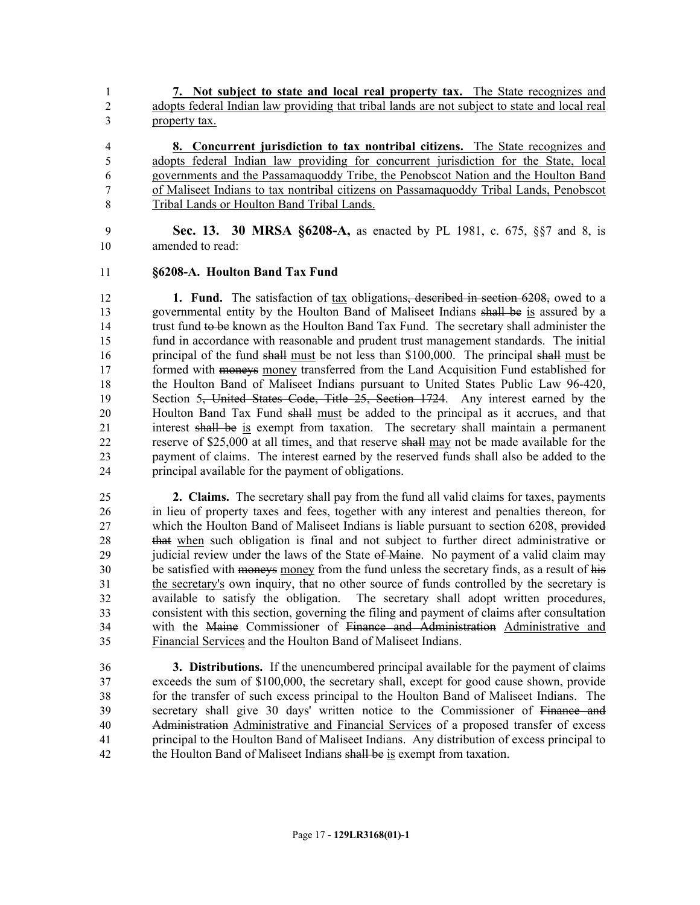**<u>7. Not subject to state and local real property tax.</u>** <u>The State recognizes and adopts federal Indian law providing that tribal lands are not subject to state and local real property tax.</u>

**<u>8. Concurrent jurisdiction to tax nontribal citizens.</u>** <u>The State recognizes and adopts federal Indian law providing for concurrent jurisdiction for the State, local governments and the Passamaquoddy Tribe, the Penobscot Nation and the Houlton Band of Maliseet Indians to tax nontribal citizens on Passamaquoddy Tribal Lands, Penobscot Tribal Lands or Houlton Band Tribal Lands.</u>

**Sec. 13. 30 MRSA §6208-A,** as enacted by PL 1981, c. 675, §§7 and 8, is amended to read:

**§6208-A. Houlton Band Tax Fund**

**1. Fund.** The satisfaction of <u>tax</u> obligations~~, described in section 6208,~~ owed to a governmental entity by the Houlton Band of Maliseet Indians ~~shall be~~ <u>is</u> assured by a trust fund ~~to be~~ known as the Houlton Band Tax Fund. The secretary shall administer the fund in accordance with reasonable and prudent trust management standards. The initial principal of the fund ~~shall~~ <u>must</u> be not less than $100,000. The principal ~~shall~~ <u>must</u> be formed with ~~moneys~~ <u>money</u> transferred from the Land Acquisition Fund established for the Houlton Band of Maliseet Indians pursuant to United States Public Law 96-420, Section 5~~, United States Code, Title 25, Section 1724~~. Any interest earned by the Houlton Band Tax Fund ~~shall~~ <u>must</u> be added to the principal as it accrues<u>,</u> and that interest ~~shall be~~ <u>is</u> exempt from taxation. The secretary shall maintain a permanent reserve of $25,000 at all times<u>,</u> and that reserve ~~shall~~ <u>may</u> not be made available for the payment of claims. The interest earned by the reserved funds shall also be added to the principal available for the payment of obligations.

**2. Claims.** The secretary shall pay from the fund all valid claims for taxes, payments in lieu of property taxes and fees, together with any interest and penalties thereon, for which the Houlton Band of Maliseet Indians is liable pursuant to section 6208, ~~provided that~~ <u>when</u> such obligation is final and not subject to further direct administrative or judicial review under the laws of the State ~~of Maine~~. No payment of a valid claim may be satisfied with ~~moneys~~ <u>money</u> from the fund unless the secretary finds, as a result of ~~his~~ <u>the secretary's</u> own inquiry, that no other source of funds controlled by the secretary is available to satisfy the obligation. The secretary shall adopt written procedures, consistent with this section, governing the filing and payment of claims after consultation with the ~~Maine~~ Commissioner of ~~Finance and Administration~~ <u>Administrative and Financial Services</u> and the Houlton Band of Maliseet Indians.

**3. Distributions.** If the unencumbered principal available for the payment of claims exceeds the sum of $100,000, the secretary shall, except for good cause shown, provide for the transfer of such excess principal to the Houlton Band of Maliseet Indians. The secretary shall give 30 days' written notice to the Commissioner of ~~Finance and Administration~~ <u>Administrative and Financial Services</u> of a proposed transfer of excess principal to the Houlton Band of Maliseet Indians. Any distribution of excess principal to the Houlton Band of Maliseet Indians ~~shall be~~ <u>is</u> exempt from taxation.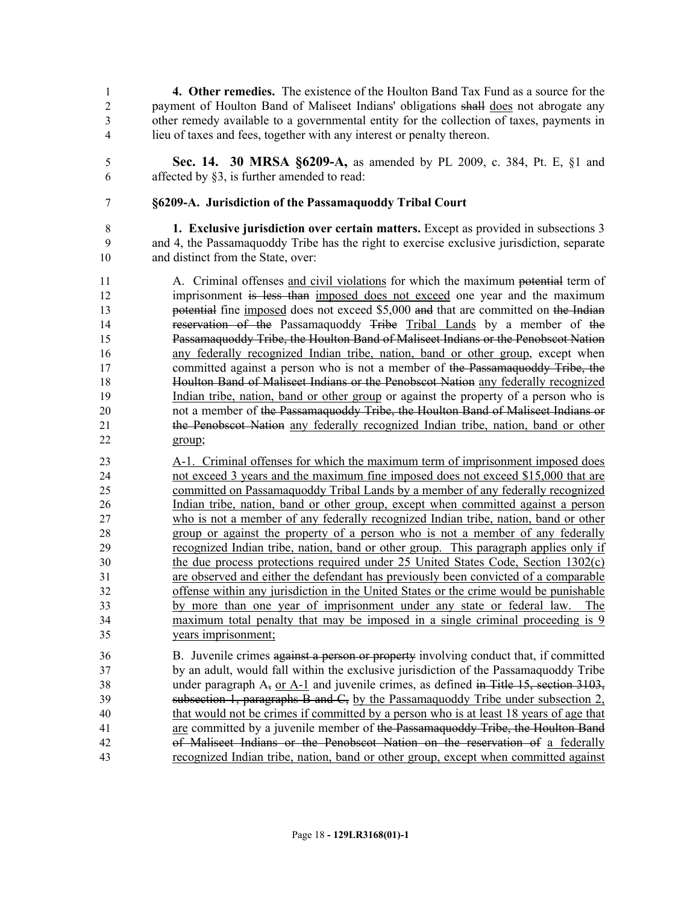**4. Other remedies.** The existence of the Houlton Band Tax Fund as a source for the payment of Houlton Band of Maliseet Indians' obligations ~~shall~~ <u>does</u> not abrogate any other remedy available to a governmental entity for the collection of taxes, payments in lieu of taxes and fees, together with any interest or penalty thereon.

**Sec. 14. 30 MRSA §6209-A,** as amended by PL 2009, c. 384, Pt. E, §1 and affected by §3, is further amended to read:

**§6209-A. Jurisdiction of the Passamaquoddy Tribal Court**

**1. Exclusive jurisdiction over certain matters.** Except as provided in subsections 3 and 4, the Passamaquoddy Tribe has the right to exercise exclusive jurisdiction, separate and distinct from the State, over:

A. Criminal offenses <u>and civil violations</u> for which the maximum ~~potential~~ term of imprisonment ~~is less than~~ <u>imposed does not exceed</u> one year and the maximum ~~potential~~ fine <u>imposed</u> does not exceed $5,000 ~~and~~ that are committed on ~~the Indian reservation of the~~ Passamaquoddy ~~Tribe~~ <u>Tribal Lands</u> by a member of ~~the Passamaquoddy Tribe, the Houlton Band of Maliseet Indians or the Penobscot Nation~~ <u>any federally recognized Indian tribe, nation, band or other group</u>, except when committed against a person who is not a member of ~~the Passamaquoddy Tribe, the Houlton Band of Maliseet Indians or the Penobscot Nation~~ <u>any federally recognized Indian tribe, nation, band or other group</u> or against the property of a person who is not a member of ~~the Passamaquoddy Tribe, the Houlton Band of Maliseet Indians or the Penobscot Nation~~ <u>any federally recognized Indian tribe, nation, band or other group</u>;

<u>A-1. Criminal offenses for which the maximum term of imprisonment imposed does not exceed 3 years and the maximum fine imposed does not exceed $15,000 that are committed on Passamaquoddy Tribal Lands by a member of any federally recognized Indian tribe, nation, band or other group, except when committed against a person who is not a member of any federally recognized Indian tribe, nation, band or other group or against the property of a person who is not a member of any federally recognized Indian tribe, nation, band or other group. This paragraph applies only if the due process protections required under 25 United States Code, Section 1302(c) are observed and either the defendant has previously been convicted of a comparable offense within any jurisdiction in the United States or the crime would be punishable by more than one year of imprisonment under any state or federal law. The maximum total penalty that may be imposed in a single criminal proceeding is 9 years imprisonment;</u>

B. Juvenile crimes ~~against a person or property~~ involving conduct that, if committed by an adult, would fall within the exclusive jurisdiction of the Passamaquoddy Tribe under paragraph A~~,~~ <u>or A-1</u> and juvenile crimes, as defined ~~in Title 15, section 3103, subsection 1, paragraphs B and C,~~ <u>by the Passamaquoddy Tribe under subsection 2, that would not be crimes if committed by a person who is at least 18 years of age that are</u> committed by a juvenile member of ~~the Passamaquoddy Tribe, the Houlton Band of Maliseet Indians or the Penobscot Nation on the reservation of~~ <u>a federally recognized Indian tribe, nation, band or other group, except when committed against</u>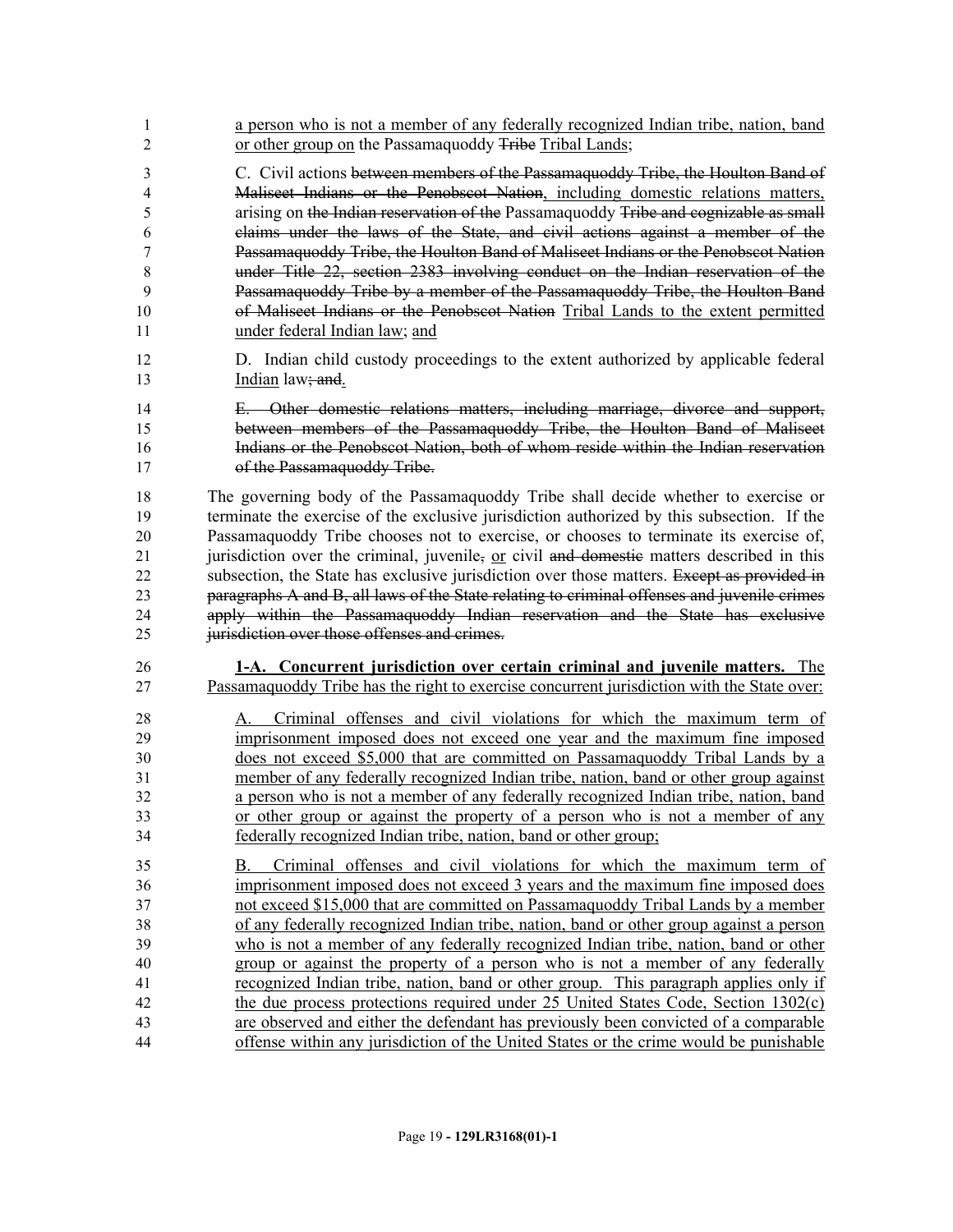a person who is not a member of any federally recognized Indian tribe, nation, band or other group on the Passamaquoddy ~~Tribe~~ Tribal Lands;

C. Civil actions ~~between members of the Passamaquoddy Tribe, the Houlton Band of Maliseet Indians or the Penobscot Nation~~, including domestic relations matters, arising on ~~the Indian reservation of the~~ Passamaquoddy ~~Tribe and cognizable as small claims under the laws of the State, and civil actions against a member of the Passamaquoddy Tribe, the Houlton Band of Maliseet Indians or the Penobscot Nation under Title 22, section 2383 involving conduct on the Indian reservation of the Passamaquoddy Tribe by a member of the Passamaquoddy Tribe, the Houlton Band of Maliseet Indians or the Penobscot Nation~~ Tribal Lands to the extent permitted under federal Indian law; and

D. Indian child custody proceedings to the extent authorized by applicable federal Indian law~~; and~~.

~~E. Other domestic relations matters, including marriage, divorce and support, between members of the Passamaquoddy Tribe, the Houlton Band of Maliseet Indians or the Penobscot Nation, both of whom reside within the Indian reservation of the Passamaquoddy Tribe.~~

The governing body of the Passamaquoddy Tribe shall decide whether to exercise or terminate the exercise of the exclusive jurisdiction authorized by this subsection. If the Passamaquoddy Tribe chooses not to exercise, or chooses to terminate its exercise of, jurisdiction over the criminal, juvenile~~,~~ or civil ~~and domestic~~ matters described in this subsection, the State has exclusive jurisdiction over those matters. ~~Except as provided in paragraphs A and B, all laws of the State relating to criminal offenses and juvenile crimes apply within the Passamaquoddy Indian reservation and the State has exclusive jurisdiction over those offenses and crimes.~~

**1-A. Concurrent jurisdiction over certain criminal and juvenile matters.** The Passamaquoddy Tribe has the right to exercise concurrent jurisdiction with the State over:

A. Criminal offenses and civil violations for which the maximum term of imprisonment imposed does not exceed one year and the maximum fine imposed does not exceed $5,000 that are committed on Passamaquoddy Tribal Lands by a member of any federally recognized Indian tribe, nation, band or other group against a person who is not a member of any federally recognized Indian tribe, nation, band or other group or against the property of a person who is not a member of any federally recognized Indian tribe, nation, band or other group;

B. Criminal offenses and civil violations for which the maximum term of imprisonment imposed does not exceed 3 years and the maximum fine imposed does not exceed $15,000 that are committed on Passamaquoddy Tribal Lands by a member of any federally recognized Indian tribe, nation, band or other group against a person who is not a member of any federally recognized Indian tribe, nation, band or other group or against the property of a person who is not a member of any federally recognized Indian tribe, nation, band or other group. This paragraph applies only if the due process protections required under 25 United States Code, Section 1302(c) are observed and either the defendant has previously been convicted of a comparable offense within any jurisdiction of the United States or the crime would be punishable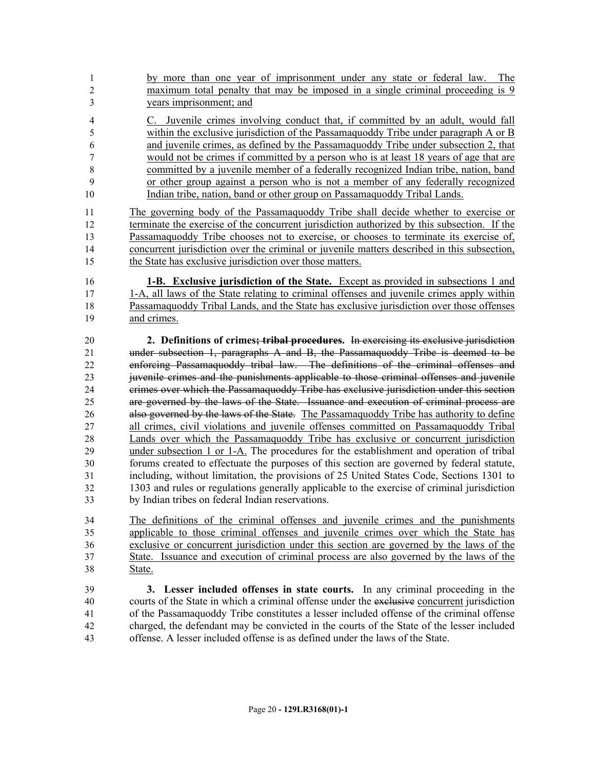by more than one year of imprisonment under any state or federal law. The maximum total penalty that may be imposed in a single criminal proceeding is 9 years imprisonment; and

C. Juvenile crimes involving conduct that, if committed by an adult, would fall within the exclusive jurisdiction of the Passamaquoddy Tribe under paragraph A or B and juvenile crimes, as defined by the Passamaquoddy Tribe under subsection 2, that would not be crimes if committed by a person who is at least 18 years of age that are committed by a juvenile member of a federally recognized Indian tribe, nation, band or other group against a person who is not a member of any federally recognized Indian tribe, nation, band or other group on Passamaquoddy Tribal Lands.

The governing body of the Passamaquoddy Tribe shall decide whether to exercise or terminate the exercise of the concurrent jurisdiction authorized by this subsection. If the Passamaquoddy Tribe chooses not to exercise, or chooses to terminate its exercise of, concurrent jurisdiction over the criminal or juvenile matters described in this subsection, the State has exclusive jurisdiction over those matters.

**1-B. Exclusive jurisdiction of the State.** Except as provided in subsections 1 and 1-A, all laws of the State relating to criminal offenses and juvenile crimes apply within Passamaquoddy Tribal Lands, and the State has exclusive jurisdiction over those offenses and crimes.

**2. Definitions of crimes~~; tribal procedures~~.** ~~In exercising its exclusive jurisdiction under subsection 1, paragraphs A and B, the Passamaquoddy Tribe is deemed to be enforcing Passamaquoddy tribal law. The definitions of the criminal offenses and juvenile crimes and the punishments applicable to those criminal offenses and juvenile crimes over which the Passamaquoddy Tribe has exclusive jurisdiction under this section are governed by the laws of the State. Issuance and execution of criminal process are also governed by the laws of the State.~~ The Passamaquoddy Tribe has authority to define all crimes, civil violations and juvenile offenses committed on Passamaquoddy Tribal Lands over which the Passamaquoddy Tribe has exclusive or concurrent jurisdiction under subsection 1 or 1-A. The procedures for the establishment and operation of tribal forums created to effectuate the purposes of this section are governed by federal statute, including, without limitation, the provisions of 25 United States Code, Sections 1301 to 1303 and rules or regulations generally applicable to the exercise of criminal jurisdiction by Indian tribes on federal Indian reservations.

The definitions of the criminal offenses and juvenile crimes and the punishments applicable to those criminal offenses and juvenile crimes over which the State has exclusive or concurrent jurisdiction under this section are governed by the laws of the State. Issuance and execution of criminal process are also governed by the laws of the State.

**3. Lesser included offenses in state courts.** In any criminal proceeding in the courts of the State in which a criminal offense under the ~~exclusive~~ concurrent jurisdiction of the Passamaquoddy Tribe constitutes a lesser included offense of the criminal offense charged, the defendant may be convicted in the courts of the State of the lesser included offense. A lesser included offense is as defined under the laws of the State.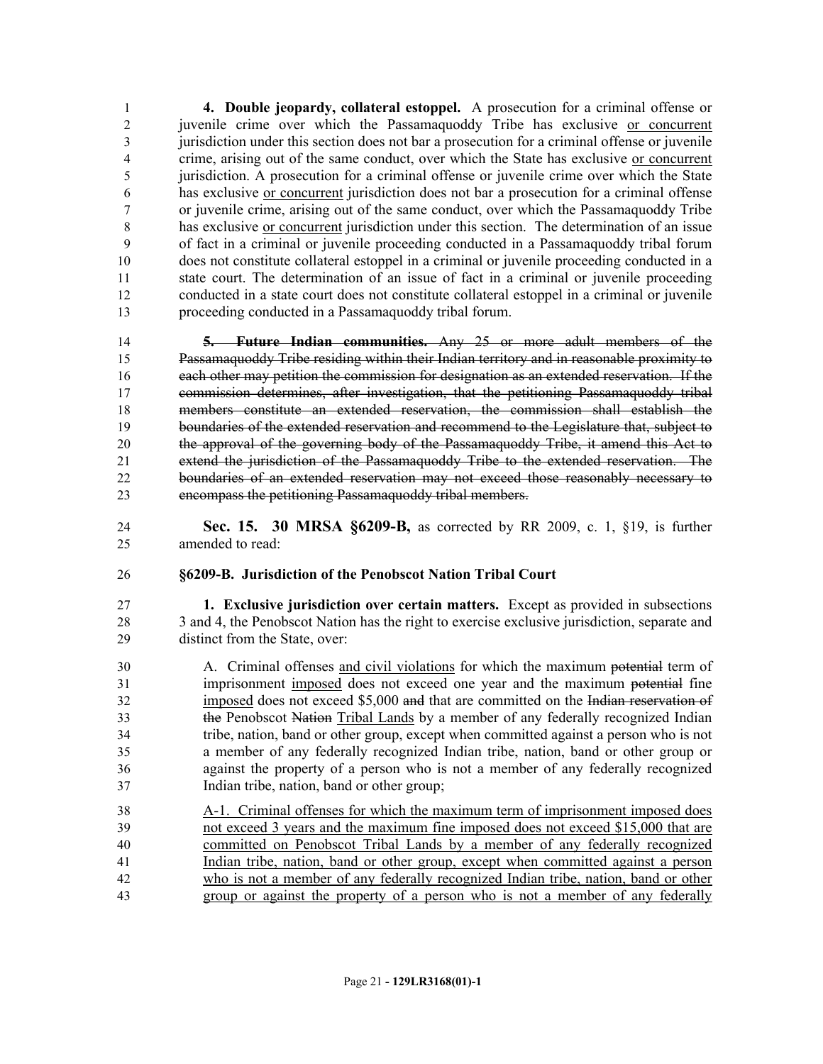**4. Double jeopardy, collateral estoppel.** A prosecution for a criminal offense or juvenile crime over which the Passamaquoddy Tribe has exclusive or concurrent jurisdiction under this section does not bar a prosecution for a criminal offense or juvenile crime, arising out of the same conduct, over which the State has exclusive or concurrent jurisdiction. A prosecution for a criminal offense or juvenile crime over which the State has exclusive or concurrent jurisdiction does not bar a prosecution for a criminal offense or juvenile crime, arising out of the same conduct, over which the Passamaquoddy Tribe has exclusive or concurrent jurisdiction under this section. The determination of an issue of fact in a criminal or juvenile proceeding conducted in a Passamaquoddy tribal forum does not constitute collateral estoppel in a criminal or juvenile proceeding conducted in a state court. The determination of an issue of fact in a criminal or juvenile proceeding conducted in a state court does not constitute collateral estoppel in a criminal or juvenile proceeding conducted in a Passamaquoddy tribal forum.

~~**5. Future Indian communities.** Any 25 or more adult members of the Passamaquoddy Tribe residing within their Indian territory and in reasonable proximity to each other may petition the commission for designation as an extended reservation. If the commission determines, after investigation, that the petitioning Passamaquoddy tribal members constitute an extended reservation, the commission shall establish the boundaries of the extended reservation and recommend to the Legislature that, subject to the approval of the governing body of the Passamaquoddy Tribe, it amend this Act to extend the jurisdiction of the Passamaquoddy Tribe to the extended reservation. The boundaries of an extended reservation may not exceed those reasonably necessary to encompass the petitioning Passamaquoddy tribal members.~~

**Sec. 15. 30 MRSA §6209-B,** as corrected by RR 2009, c. 1, §19, is further amended to read:

**§6209-B. Jurisdiction of the Penobscot Nation Tribal Court**

**1. Exclusive jurisdiction over certain matters.** Except as provided in subsections 3 and 4, the Penobscot Nation has the right to exercise exclusive jurisdiction, separate and distinct from the State, over:

A. Criminal offenses and civil violations for which the maximum ~~potential~~ term of imprisonment imposed does not exceed one year and the maximum ~~potential~~ fine imposed does not exceed $5,000 ~~and~~ that are committed on the ~~Indian reservation of the~~ Penobscot ~~Nation~~ Tribal Lands by a member of any federally recognized Indian tribe, nation, band or other group, except when committed against a person who is not a member of any federally recognized Indian tribe, nation, band or other group or against the property of a person who is not a member of any federally recognized Indian tribe, nation, band or other group;

A-1. Criminal offenses for which the maximum term of imprisonment imposed does not exceed 3 years and the maximum fine imposed does not exceed $15,000 that are committed on Penobscot Tribal Lands by a member of any federally recognized Indian tribe, nation, band or other group, except when committed against a person who is not a member of any federally recognized Indian tribe, nation, band or other group or against the property of a person who is not a member of any federally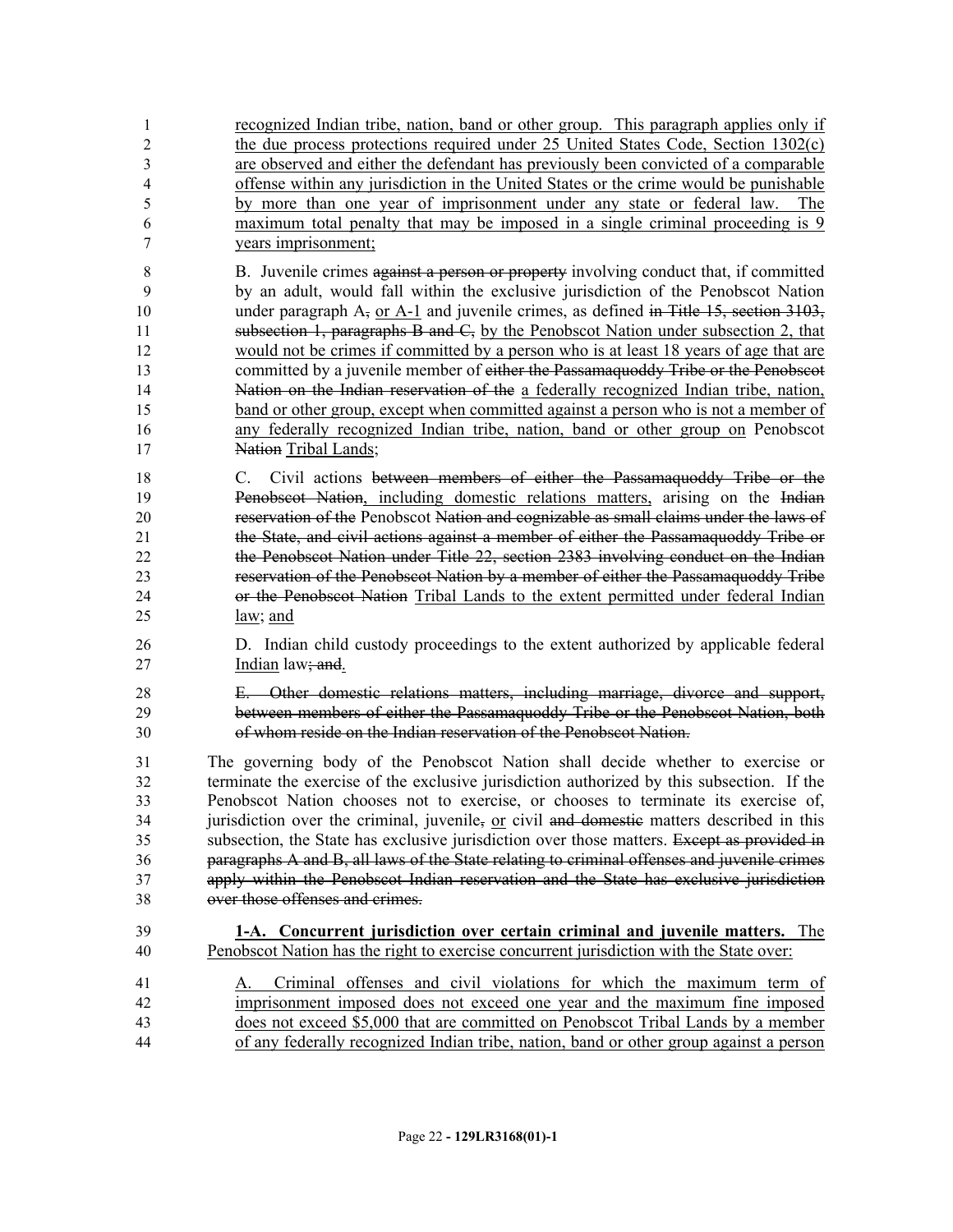recognized Indian tribe, nation, band or other group. This paragraph applies only if the due process protections required under 25 United States Code, Section 1302(c) are observed and either the defendant has previously been convicted of a comparable offense within any jurisdiction in the United States or the crime would be punishable by more than one year of imprisonment under any state or federal law. The maximum total penalty that may be imposed in a single criminal proceeding is 9 years imprisonment;

B. Juvenile crimes ~~against a person or property~~ involving conduct that, if committed by an adult, would fall within the exclusive jurisdiction of the Penobscot Nation under paragraph A~~,~~ or A-1 and juvenile crimes, as defined ~~in Title 15, section 3103, subsection 1, paragraphs B and C,~~ by the Penobscot Nation under subsection 2, that would not be crimes if committed by a person who is at least 18 years of age that are committed by a juvenile member of ~~either the Passamaquoddy Tribe or the Penobscot Nation on the Indian reservation of the~~ a federally recognized Indian tribe, nation, band or other group, except when committed against a person who is not a member of any federally recognized Indian tribe, nation, band or other group on Penobscot ~~Nation~~ Tribal Lands;

C. Civil actions ~~between members of either the Passamaquoddy Tribe or the Penobscot Nation~~, including domestic relations matters, arising on the ~~Indian reservation of the~~ Penobscot ~~Nation and cognizable as small claims under the laws of the State, and civil actions against a member of either the Passamaquoddy Tribe or the Penobscot Nation under Title 22, section 2383 involving conduct on the Indian reservation of the Penobscot Nation by a member of either the Passamaquoddy Tribe or the Penobscot Nation~~ Tribal Lands to the extent permitted under federal Indian law; and

D. Indian child custody proceedings to the extent authorized by applicable federal Indian law~~; and~~.

~~E. Other domestic relations matters, including marriage, divorce and support, between members of either the Passamaquoddy Tribe or the Penobscot Nation, both of whom reside on the Indian reservation of the Penobscot Nation.~~

The governing body of the Penobscot Nation shall decide whether to exercise or terminate the exercise of the exclusive jurisdiction authorized by this subsection. If the Penobscot Nation chooses not to exercise, or chooses to terminate its exercise of, jurisdiction over the criminal, juvenile~~,~~ or civil ~~and domestic~~ matters described in this subsection, the State has exclusive jurisdiction over those matters. ~~Except as provided in paragraphs A and B, all laws of the State relating to criminal offenses and juvenile crimes apply within the Penobscot Indian reservation and the State has exclusive jurisdiction over those offenses and crimes.~~

**1-A. Concurrent jurisdiction over certain criminal and juvenile matters.** The Penobscot Nation has the right to exercise concurrent jurisdiction with the State over:

A. Criminal offenses and civil violations for which the maximum term of imprisonment imposed does not exceed one year and the maximum fine imposed does not exceed $5,000 that are committed on Penobscot Tribal Lands by a member of any federally recognized Indian tribe, nation, band or other group against a person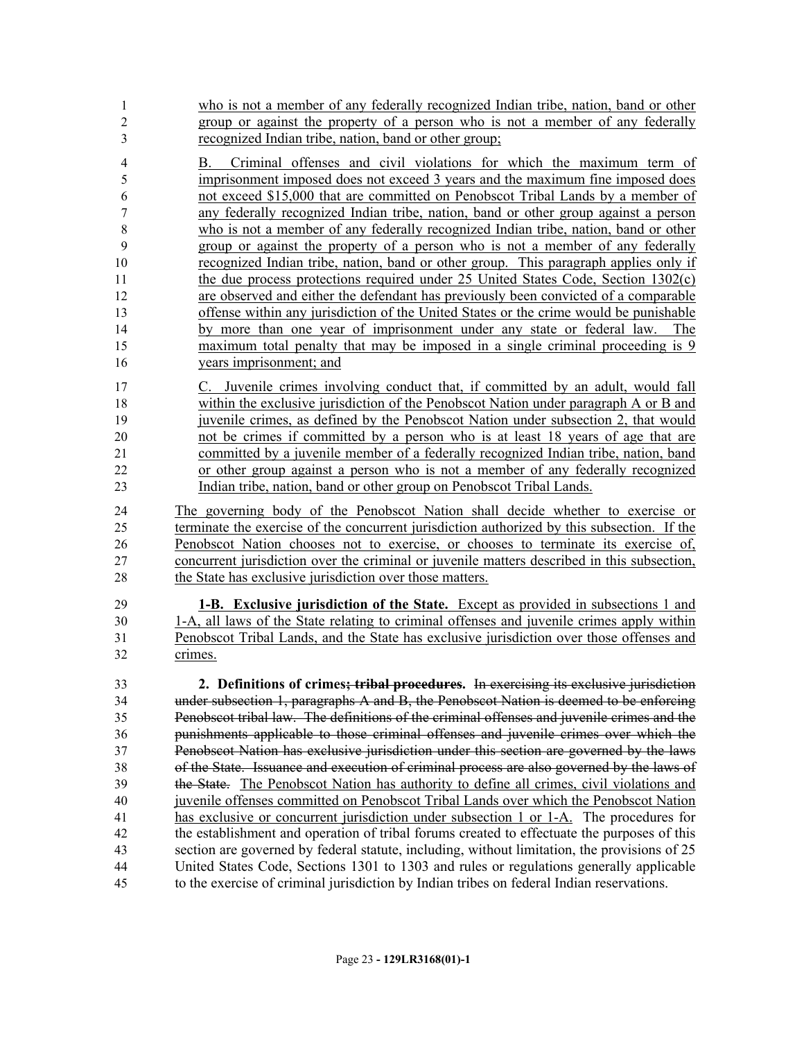who is not a member of any federally recognized Indian tribe, nation, band or other group or against the property of a person who is not a member of any federally recognized Indian tribe, nation, band or other group;

B. Criminal offenses and civil violations for which the maximum term of imprisonment imposed does not exceed 3 years and the maximum fine imposed does not exceed $15,000 that are committed on Penobscot Tribal Lands by a member of any federally recognized Indian tribe, nation, band or other group against a person who is not a member of any federally recognized Indian tribe, nation, band or other group or against the property of a person who is not a member of any federally recognized Indian tribe, nation, band or other group. This paragraph applies only if the due process protections required under 25 United States Code, Section 1302(c) are observed and either the defendant has previously been convicted of a comparable offense within any jurisdiction of the United States or the crime would be punishable by more than one year of imprisonment under any state or federal law. The maximum total penalty that may be imposed in a single criminal proceeding is 9 years imprisonment; and

C. Juvenile crimes involving conduct that, if committed by an adult, would fall within the exclusive jurisdiction of the Penobscot Nation under paragraph A or B and juvenile crimes, as defined by the Penobscot Nation under subsection 2, that would not be crimes if committed by a person who is at least 18 years of age that are committed by a juvenile member of a federally recognized Indian tribe, nation, band or other group against a person who is not a member of any federally recognized Indian tribe, nation, band or other group on Penobscot Tribal Lands.

The governing body of the Penobscot Nation shall decide whether to exercise or terminate the exercise of the concurrent jurisdiction authorized by this subsection. If the Penobscot Nation chooses not to exercise, or chooses to terminate its exercise of, concurrent jurisdiction over the criminal or juvenile matters described in this subsection, the State has exclusive jurisdiction over those matters.

**1-B. Exclusive jurisdiction of the State.** Except as provided in subsections 1 and 1-A, all laws of the State relating to criminal offenses and juvenile crimes apply within Penobscot Tribal Lands, and the State has exclusive jurisdiction over those offenses and crimes.

**2. Definitions of crimes~~; tribal procedures~~.** ~~In exercising its exclusive jurisdiction under subsection 1, paragraphs A and B, the Penobscot Nation is deemed to be enforcing Penobscot tribal law. The definitions of the criminal offenses and juvenile crimes and the punishments applicable to those criminal offenses and juvenile crimes over which the Penobscot Nation has exclusive jurisdiction under this section are governed by the laws of the State. Issuance and execution of criminal process are also governed by the laws of the State.~~ The Penobscot Nation has authority to define all crimes, civil violations and juvenile offenses committed on Penobscot Tribal Lands over which the Penobscot Nation has exclusive or concurrent jurisdiction under subsection 1 or 1-A. The procedures for the establishment and operation of tribal forums created to effectuate the purposes of this section are governed by federal statute, including, without limitation, the provisions of 25 United States Code, Sections 1301 to 1303 and rules or regulations generally applicable to the exercise of criminal jurisdiction by Indian tribes on federal Indian reservations.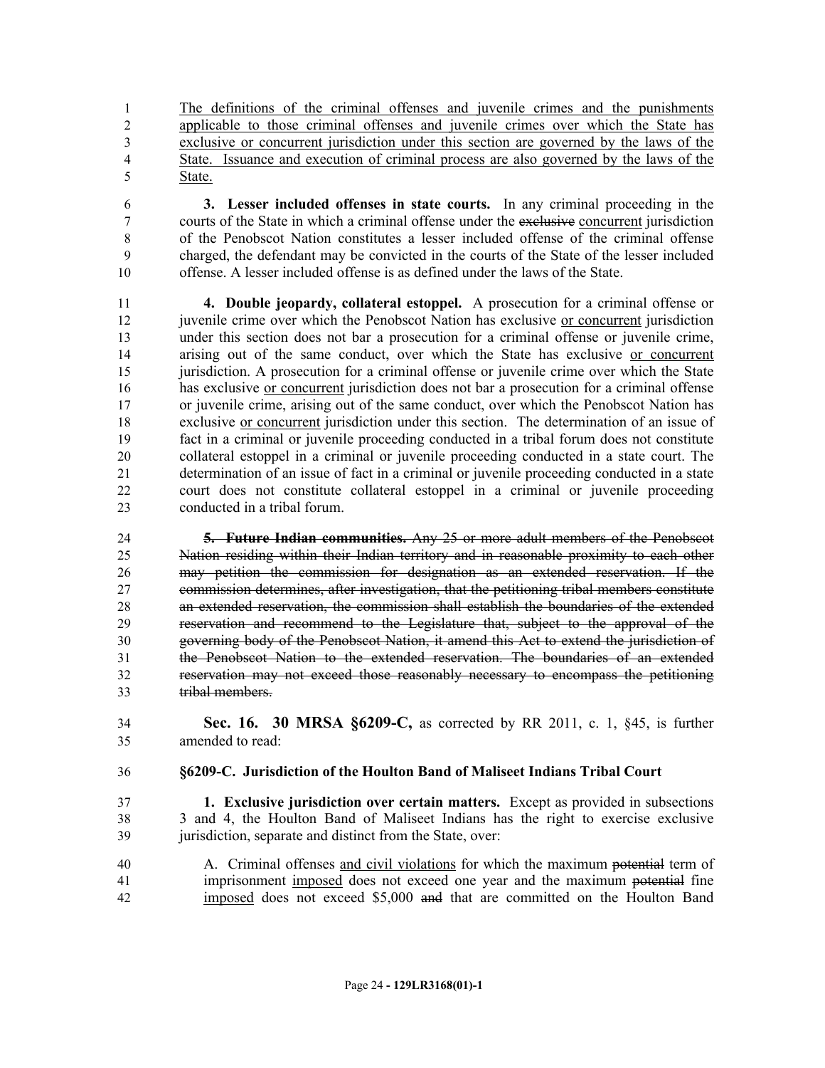The definitions of the criminal offenses and juvenile crimes and the punishments applicable to those criminal offenses and juvenile crimes over which the State has exclusive or concurrent jurisdiction under this section are governed by the laws of the State. Issuance and execution of criminal process are also governed by the laws of the State.

**3. Lesser included offenses in state courts.** In any criminal proceeding in the courts of the State in which a criminal offense under the ~~exclusive~~ concurrent jurisdiction of the Penobscot Nation constitutes a lesser included offense of the criminal offense charged, the defendant may be convicted in the courts of the State of the lesser included offense. A lesser included offense is as defined under the laws of the State.

**4. Double jeopardy, collateral estoppel.** A prosecution for a criminal offense or juvenile crime over which the Penobscot Nation has exclusive or concurrent jurisdiction under this section does not bar a prosecution for a criminal offense or juvenile crime, arising out of the same conduct, over which the State has exclusive or concurrent jurisdiction. A prosecution for a criminal offense or juvenile crime over which the State has exclusive or concurrent jurisdiction does not bar a prosecution for a criminal offense or juvenile crime, arising out of the same conduct, over which the Penobscot Nation has exclusive or concurrent jurisdiction under this section. The determination of an issue of fact in a criminal or juvenile proceeding conducted in a tribal forum does not constitute collateral estoppel in a criminal or juvenile proceeding conducted in a state court. The determination of an issue of fact in a criminal or juvenile proceeding conducted in a state court does not constitute collateral estoppel in a criminal or juvenile proceeding conducted in a tribal forum.

~~**5. Future Indian communities.** Any 25 or more adult members of the Penobscot Nation residing within their Indian territory and in reasonable proximity to each other may petition the commission for designation as an extended reservation. If the commission determines, after investigation, that the petitioning tribal members constitute an extended reservation, the commission shall establish the boundaries of the extended reservation and recommend to the Legislature that, subject to the approval of the governing body of the Penobscot Nation, it amend this Act to extend the jurisdiction of the Penobscot Nation to the extended reservation. The boundaries of an extended reservation may not exceed those reasonably necessary to encompass the petitioning tribal members.~~

**Sec. 16. 30 MRSA §6209-C,** as corrected by RR 2011, c. 1, §45, is further amended to read:

**§6209-C. Jurisdiction of the Houlton Band of Maliseet Indians Tribal Court**

**1. Exclusive jurisdiction over certain matters.** Except as provided in subsections 3 and 4, the Houlton Band of Maliseet Indians has the right to exercise exclusive jurisdiction, separate and distinct from the State, over:

A. Criminal offenses and civil violations for which the maximum ~~potential~~ term of imprisonment imposed does not exceed one year and the maximum ~~potential~~ fine imposed does not exceed $5,000 ~~and~~ that are committed on the Houlton Band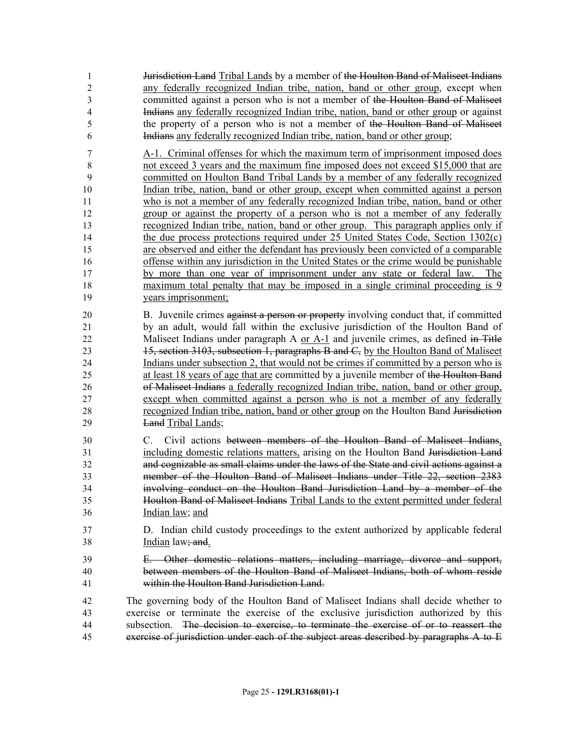~~Jurisdiction Land~~ <u>Tribal Lands</u> by a member of ~~the Houlton Band of Maliseet Indians~~ <u>any federally recognized Indian tribe, nation, band or other group</u>, except when committed against a person who is not a member of ~~the Houlton Band of Maliseet Indians~~ <u>any federally recognized Indian tribe, nation, band or other group</u> or against the property of a person who is not a member of ~~the Houlton Band of Maliseet Indians~~ <u>any federally recognized Indian tribe, nation, band or other group</u>;

<u>A-1. Criminal offenses for which the maximum term of imprisonment imposed does not exceed 3 years and the maximum fine imposed does not exceed $15,000 that are committed on Houlton Band Tribal Lands by a member of any federally recognized Indian tribe, nation, band or other group, except when committed against a person who is not a member of any federally recognized Indian tribe, nation, band or other group or against the property of a person who is not a member of any federally recognized Indian tribe, nation, band or other group. This paragraph applies only if the due process protections required under 25 United States Code, Section 1302(c) are observed and either the defendant has previously been convicted of a comparable offense within any jurisdiction in the United States or the crime would be punishable by more than one year of imprisonment under any state or federal law. The maximum total penalty that may be imposed in a single criminal proceeding is 9 years imprisonment;</u>

B. Juvenile crimes ~~against a person or property~~ involving conduct that, if committed by an adult, would fall within the exclusive jurisdiction of the Houlton Band of Maliseet Indians under paragraph A <u>or A-1</u> and juvenile crimes, as defined ~~in Title 15, section 3103, subsection 1, paragraphs B and C,~~ <u>by the Houlton Band of Maliseet Indians under subsection 2, that would not be crimes if committed by a person who is at least 18 years of age that are</u> committed by a juvenile member of ~~the Houlton Band of Maliseet Indians~~ <u>a federally recognized Indian tribe, nation, band or other group, except when committed against a person who is not a member of any federally recognized Indian tribe, nation, band or other group</u> on the Houlton Band ~~Jurisdiction Land~~ <u>Tribal Lands</u>;

C. Civil actions ~~between members of the Houlton Band of Maliseet Indians,~~ <u>including domestic relations matters,</u> arising on the Houlton Band ~~Jurisdiction Land and cognizable as small claims under the laws of the State and civil actions against a member of the Houlton Band of Maliseet Indians under Title 22, section 2383 involving conduct on the Houlton Band Jurisdiction Land by a member of the Houlton Band of Maliseet Indians~~ <u>Tribal Lands to the extent permitted under federal Indian law</u>; <u>and</u>

D. Indian child custody proceedings to the extent authorized by applicable federal <u>Indian</u> law~~; and~~<u>.</u>

~~E. Other domestic relations matters, including marriage, divorce and support, between members of the Houlton Band of Maliseet Indians, both of whom reside within the Houlton Band Jurisdiction Land.~~

The governing body of the Houlton Band of Maliseet Indians shall decide whether to exercise or terminate the exercise of the exclusive jurisdiction authorized by this subsection. ~~The decision to exercise, to terminate the exercise of or to reassert the exercise of jurisdiction under each of the subject areas described by paragraphs A to E~~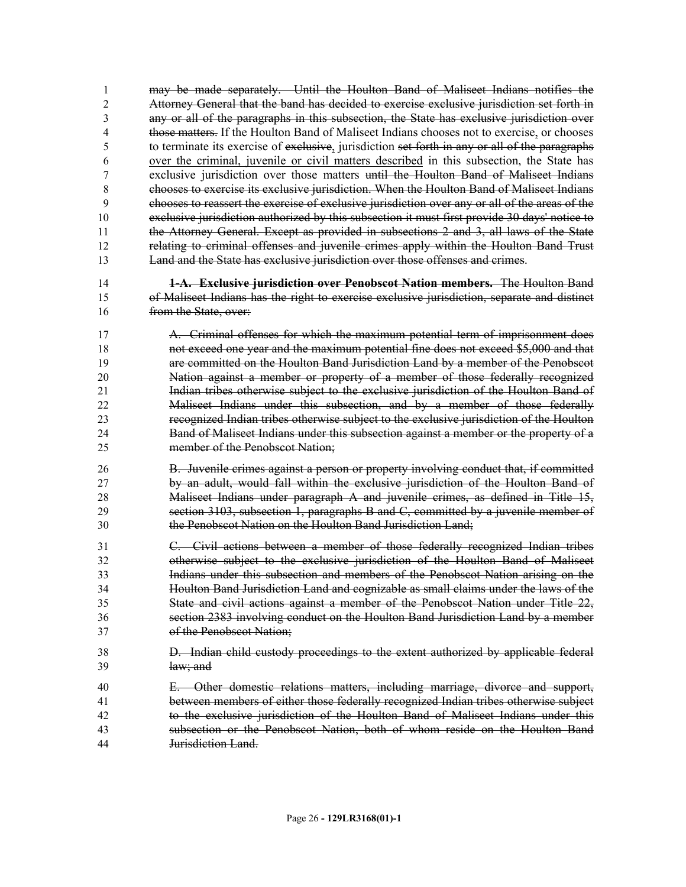~~may be made separately. Until the Houlton Band of Maliseet Indians notifies the Attorney General that the band has decided to exercise exclusive jurisdiction set forth in any or all of the paragraphs in this subsection, the State has exclusive jurisdiction over those matters.~~ If the Houlton Band of Maliseet Indians chooses not to exercise, or chooses to terminate its exercise of ~~exclusive~~, jurisdiction ~~set forth in any or all of the paragraphs~~ over the criminal, juvenile or civil matters described in this subsection, the State has exclusive jurisdiction over those matters ~~until the Houlton Band of Maliseet Indians chooses to exercise its exclusive jurisdiction. When the Houlton Band of Maliseet Indians chooses to reassert the exercise of exclusive jurisdiction over any or all of the areas of the exclusive jurisdiction authorized by this subsection it must first provide 30 days' notice to the Attorney General. Except as provided in subsections 2 and 3, all laws of the State relating to criminal offenses and juvenile crimes apply within the Houlton Band Trust Land and the State has exclusive jurisdiction over those offenses and crimes~~.

~~**1-A. Exclusive jurisdiction over Penobscot Nation members.** The Houlton Band of Maliseet Indians has the right to exercise exclusive jurisdiction, separate and distinct from the State, over:~~

~~A. Criminal offenses for which the maximum potential term of imprisonment does not exceed one year and the maximum potential fine does not exceed $5,000 and that are committed on the Houlton Band Jurisdiction Land by a member of the Penobscot Nation against a member or property of a member of those federally recognized Indian tribes otherwise subject to the exclusive jurisdiction of the Houlton Band of Maliseet Indians under this subsection, and by a member of those federally recognized Indian tribes otherwise subject to the exclusive jurisdiction of the Houlton Band of Maliseet Indians under this subsection against a member or the property of a member of the Penobscot Nation;~~

~~B. Juvenile crimes against a person or property involving conduct that, if committed by an adult, would fall within the exclusive jurisdiction of the Houlton Band of Maliseet Indians under paragraph A and juvenile crimes, as defined in Title 15, section 3103, subsection 1, paragraphs B and C, committed by a juvenile member of the Penobscot Nation on the Houlton Band Jurisdiction Land;~~

~~C. Civil actions between a member of those federally recognized Indian tribes otherwise subject to the exclusive jurisdiction of the Houlton Band of Maliseet Indians under this subsection and members of the Penobscot Nation arising on the Houlton Band Jurisdiction Land and cognizable as small claims under the laws of the State and civil actions against a member of the Penobscot Nation under Title 22, section 2383 involving conduct on the Houlton Band Jurisdiction Land by a member of the Penobscot Nation;~~

~~D. Indian child custody proceedings to the extent authorized by applicable federal law; and~~

~~E. Other domestic relations matters, including marriage, divorce and support, between members of either those federally recognized Indian tribes otherwise subject to the exclusive jurisdiction of the Houlton Band of Maliseet Indians under this subsection or the Penobscot Nation, both of whom reside on the Houlton Band Jurisdiction Land.~~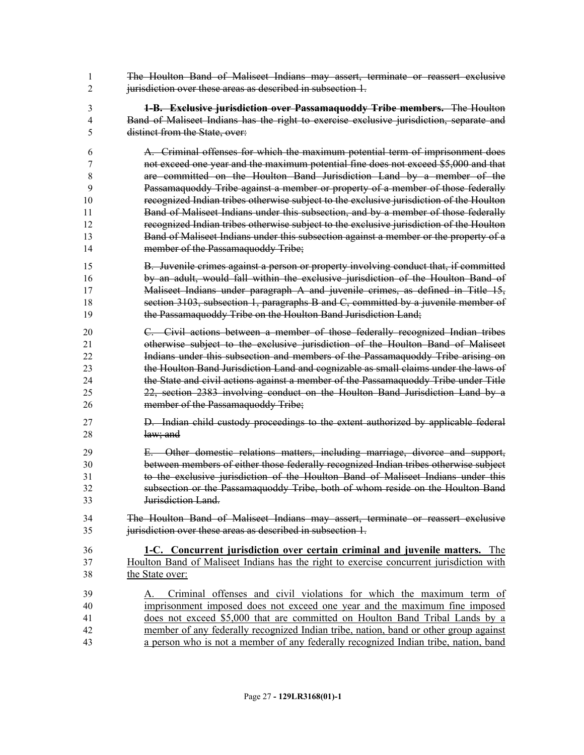~~The Houlton Band of Maliseet Indians may assert, terminate or reassert exclusive jurisdiction over these areas as described in subsection 1.~~

~~**1-B. Exclusive jurisdiction over Passamaquoddy Tribe members.** The Houlton Band of Maliseet Indians has the right to exercise exclusive jurisdiction, separate and distinct from the State, over:~~

~~A. Criminal offenses for which the maximum potential term of imprisonment does not exceed one year and the maximum potential fine does not exceed $5,000 and that are committed on the Houlton Band Jurisdiction Land by a member of the Passamaquoddy Tribe against a member or property of a member of those federally recognized Indian tribes otherwise subject to the exclusive jurisdiction of the Houlton Band of Maliseet Indians under this subsection, and by a member of those federally recognized Indian tribes otherwise subject to the exclusive jurisdiction of the Houlton Band of Maliseet Indians under this subsection against a member or the property of a member of the Passamaquoddy Tribe;~~

~~B. Juvenile crimes against a person or property involving conduct that, if committed by an adult, would fall within the exclusive jurisdiction of the Houlton Band of Maliseet Indians under paragraph A and juvenile crimes, as defined in Title 15, section 3103, subsection 1, paragraphs B and C, committed by a juvenile member of the Passamaquoddy Tribe on the Houlton Band Jurisdiction Land;~~

~~C. Civil actions between a member of those federally recognized Indian tribes otherwise subject to the exclusive jurisdiction of the Houlton Band of Maliseet Indians under this subsection and members of the Passamaquoddy Tribe arising on the Houlton Band Jurisdiction Land and cognizable as small claims under the laws of the State and civil actions against a member of the Passamaquoddy Tribe under Title 22, section 2383 involving conduct on the Houlton Band Jurisdiction Land by a member of the Passamaquoddy Tribe;~~

~~D. Indian child custody proceedings to the extent authorized by applicable federal law; and~~

~~E. Other domestic relations matters, including marriage, divorce and support, between members of either those federally recognized Indian tribes otherwise subject to the exclusive jurisdiction of the Houlton Band of Maliseet Indians under this subsection or the Passamaquoddy Tribe, both of whom reside on the Houlton Band Jurisdiction Land.~~

~~The Houlton Band of Maliseet Indians may assert, terminate or reassert exclusive jurisdiction over these areas as described in subsection 1.~~

<u>**1-C. Concurrent jurisdiction over certain criminal and juvenile matters.** The Houlton Band of Maliseet Indians has the right to exercise concurrent jurisdiction with the State over:</u>

<u>A. Criminal offenses and civil violations for which the maximum term of imprisonment imposed does not exceed one year and the maximum fine imposed does not exceed $5,000 that are committed on Houlton Band Tribal Lands by a member of any federally recognized Indian tribe, nation, band or other group against a person who is not a member of any federally recognized Indian tribe, nation, band</u>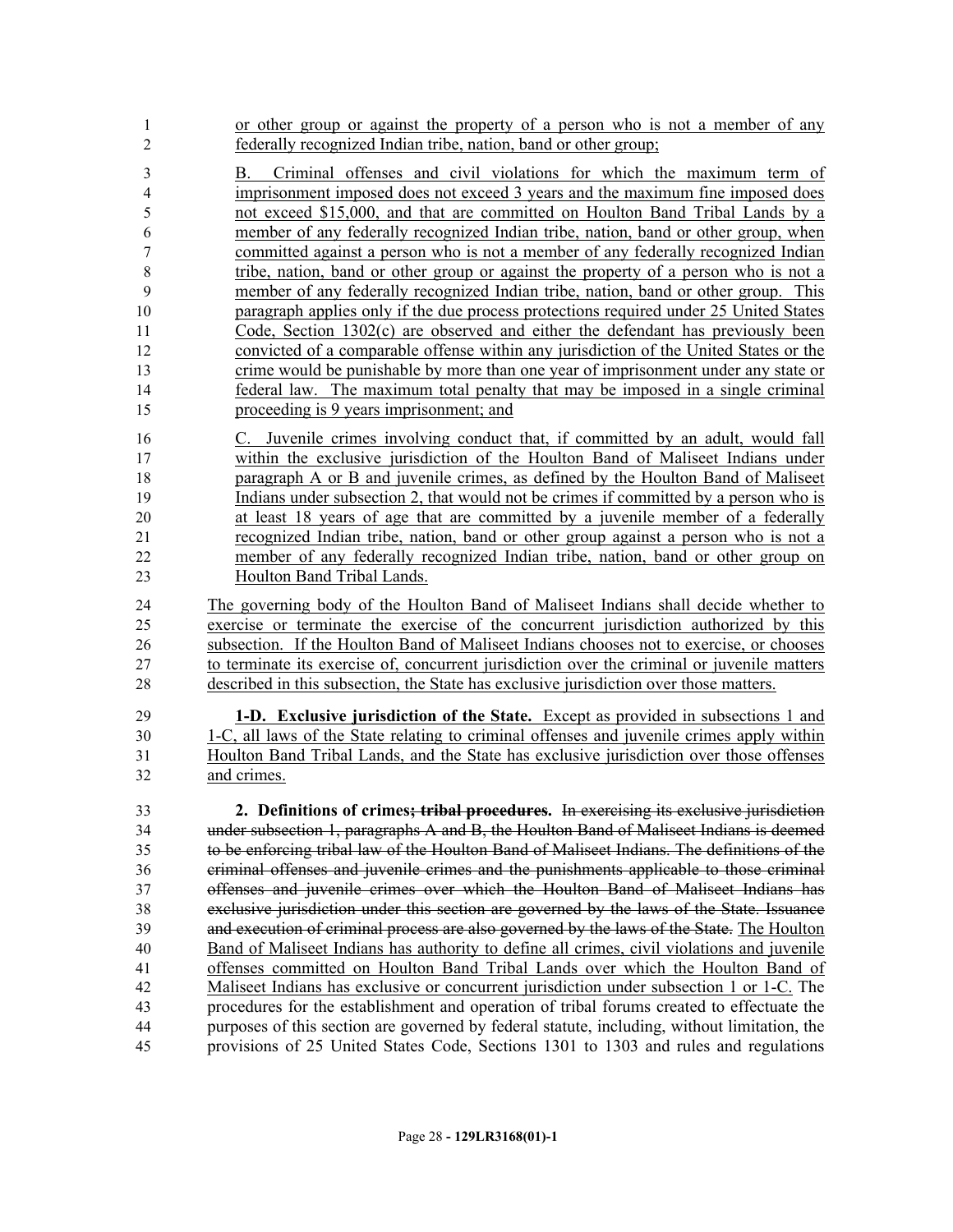or other group or against the property of a person who is not a member of any federally recognized Indian tribe, nation, band or other group;

B. Criminal offenses and civil violations for which the maximum term of imprisonment imposed does not exceed 3 years and the maximum fine imposed does not exceed $15,000, and that are committed on Houlton Band Tribal Lands by a member of any federally recognized Indian tribe, nation, band or other group, when committed against a person who is not a member of any federally recognized Indian tribe, nation, band or other group or against the property of a person who is not a member of any federally recognized Indian tribe, nation, band or other group. This paragraph applies only if the due process protections required under 25 United States Code, Section 1302(c) are observed and either the defendant has previously been convicted of a comparable offense within any jurisdiction of the United States or the crime would be punishable by more than one year of imprisonment under any state or federal law. The maximum total penalty that may be imposed in a single criminal proceeding is 9 years imprisonment; and

C. Juvenile crimes involving conduct that, if committed by an adult, would fall within the exclusive jurisdiction of the Houlton Band of Maliseet Indians under paragraph A or B and juvenile crimes, as defined by the Houlton Band of Maliseet Indians under subsection 2, that would not be crimes if committed by a person who is at least 18 years of age that are committed by a juvenile member of a federally recognized Indian tribe, nation, band or other group against a person who is not a member of any federally recognized Indian tribe, nation, band or other group on Houlton Band Tribal Lands.

The governing body of the Houlton Band of Maliseet Indians shall decide whether to exercise or terminate the exercise of the concurrent jurisdiction authorized by this subsection. If the Houlton Band of Maliseet Indians chooses not to exercise, or chooses to terminate its exercise of, concurrent jurisdiction over the criminal or juvenile matters described in this subsection, the State has exclusive jurisdiction over those matters.

**1-D. Exclusive jurisdiction of the State.** Except as provided in subsections 1 and 1-C, all laws of the State relating to criminal offenses and juvenile crimes apply within Houlton Band Tribal Lands, and the State has exclusive jurisdiction over those offenses and crimes.

**2. Definitions of crimes~~; tribal procedures~~.** ~~In exercising its exclusive jurisdiction under subsection 1, paragraphs A and B, the Houlton Band of Maliseet Indians is deemed to be enforcing tribal law of the Houlton Band of Maliseet Indians. The definitions of the criminal offenses and juvenile crimes and the punishments applicable to those criminal offenses and juvenile crimes over which the Houlton Band of Maliseet Indians has exclusive jurisdiction under this section are governed by the laws of the State. Issuance and execution of criminal process are also governed by the laws of the State.~~ The Houlton Band of Maliseet Indians has authority to define all crimes, civil violations and juvenile offenses committed on Houlton Band Tribal Lands over which the Houlton Band of Maliseet Indians has exclusive or concurrent jurisdiction under subsection 1 or 1-C. The procedures for the establishment and operation of tribal forums created to effectuate the purposes of this section are governed by federal statute, including, without limitation, the provisions of 25 United States Code, Sections 1301 to 1303 and rules and regulations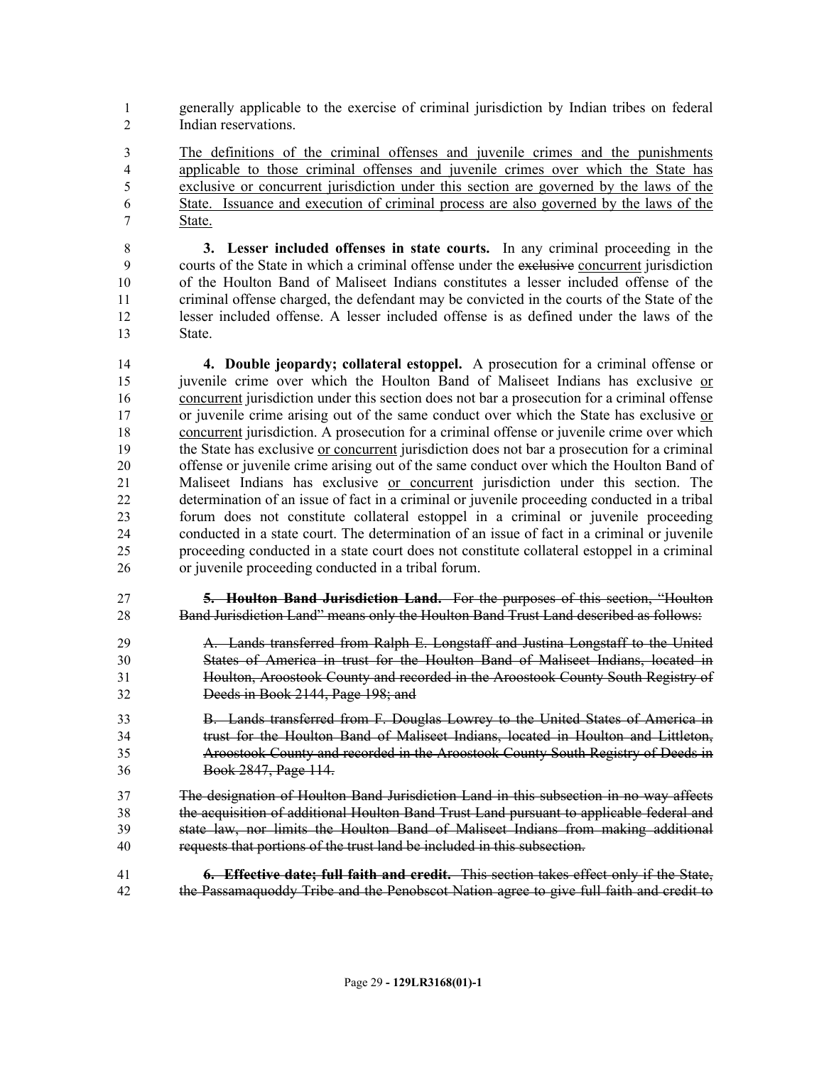generally applicable to the exercise of criminal jurisdiction by Indian tribes on federal Indian reservations.

<u>The definitions of the criminal offenses and juvenile crimes and the punishments applicable to those criminal offenses and juvenile crimes over which the State has exclusive or concurrent jurisdiction under this section are governed by the laws of the State. Issuance and execution of criminal process are also governed by the laws of the State.</u>

**3. Lesser included offenses in state courts.** In any criminal proceeding in the courts of the State in which a criminal offense under the ~~exclusive~~ <u>concurrent</u> jurisdiction of the Houlton Band of Maliseet Indians constitutes a lesser included offense of the criminal offense charged, the defendant may be convicted in the courts of the State of the lesser included offense. A lesser included offense is as defined under the laws of the State.

**4. Double jeopardy; collateral estoppel.** A prosecution for a criminal offense or juvenile crime over which the Houlton Band of Maliseet Indians has exclusive <u>or concurrent</u> jurisdiction under this section does not bar a prosecution for a criminal offense or juvenile crime arising out of the same conduct over which the State has exclusive <u>or concurrent</u> jurisdiction. A prosecution for a criminal offense or juvenile crime over which the State has exclusive <u>or concurrent</u> jurisdiction does not bar a prosecution for a criminal offense or juvenile crime arising out of the same conduct over which the Houlton Band of Maliseet Indians has exclusive <u>or concurrent</u> jurisdiction under this section. The determination of an issue of fact in a criminal or juvenile proceeding conducted in a tribal forum does not constitute collateral estoppel in a criminal or juvenile proceeding conducted in a state court. The determination of an issue of fact in a criminal or juvenile proceeding conducted in a state court does not constitute collateral estoppel in a criminal or juvenile proceeding conducted in a tribal forum.

~~**5. Houlton Band Jurisdiction Land.** For the purposes of this section, "Houlton Band Jurisdiction Land" means only the Houlton Band Trust Land described as follows:~~

~~A. Lands transferred from Ralph E. Longstaff and Justina Longstaff to the United States of America in trust for the Houlton Band of Maliseet Indians, located in Houlton, Aroostook County and recorded in the Aroostook County South Registry of Deeds in Book 2144, Page 198; and~~

~~B. Lands transferred from F. Douglas Lowrey to the United States of America in trust for the Houlton Band of Maliseet Indians, located in Houlton and Littleton, Aroostook County and recorded in the Aroostook County South Registry of Deeds in Book 2847, Page 114.~~

~~The designation of Houlton Band Jurisdiction Land in this subsection in no way affects the acquisition of additional Houlton Band Trust Land pursuant to applicable federal and state law, nor limits the Houlton Band of Maliseet Indians from making additional requests that portions of the trust land be included in this subsection.~~

~~**6. Effective date; full faith and credit.** This section takes effect only if the State, the Passamaquoddy Tribe and the Penobscot Nation agree to give full faith and credit to~~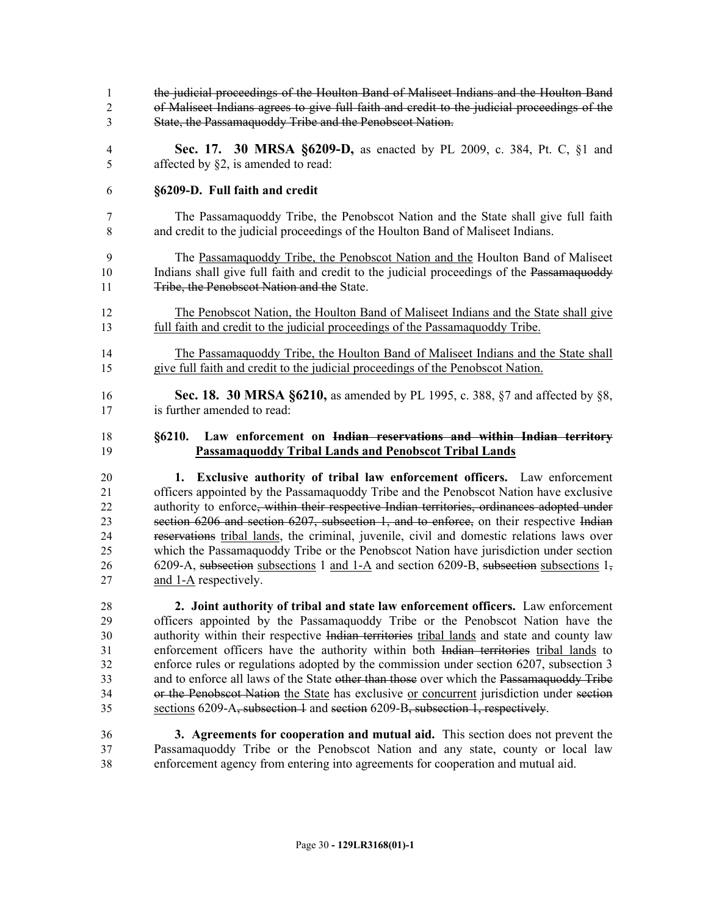~~the judicial proceedings of the Houlton Band of Maliseet Indians and the Houlton Band of Maliseet Indians agrees to give full faith and credit to the judicial proceedings of the State, the Passamaquoddy Tribe and the Penobscot Nation.~~

**Sec. 17. 30 MRSA §6209-D,** as enacted by PL 2009, c. 384, Pt. C, §1 and affected by §2, is amended to read:

**§6209-D. Full faith and credit**

The Passamaquoddy Tribe, the Penobscot Nation and the State shall give full faith and credit to the judicial proceedings of the Houlton Band of Maliseet Indians.

The <u>Passamaquoddy Tribe, the Penobscot Nation and the</u> Houlton Band of Maliseet Indians shall give full faith and credit to the judicial proceedings of the ~~Passamaquoddy Tribe, the Penobscot Nation and the~~ State.

<u>The Penobscot Nation, the Houlton Band of Maliseet Indians and the State shall give full faith and credit to the judicial proceedings of the Passamaquoddy Tribe.</u>

<u>The Passamaquoddy Tribe, the Houlton Band of Maliseet Indians and the State shall give full faith and credit to the judicial proceedings of the Penobscot Nation.</u>

**Sec. 18. 30 MRSA §6210,** as amended by PL 1995, c. 388, §7 and affected by §8, is further amended to read:

**§6210. Law enforcement on ~~Indian reservations and within Indian territory~~ <u>Passamaquoddy Tribal Lands and Penobscot Tribal Lands</u>**

**1. Exclusive authority of tribal law enforcement officers.** Law enforcement officers appointed by the Passamaquoddy Tribe and the Penobscot Nation have exclusive authority to enforce~~, within their respective Indian territories, ordinances adopted under section 6206 and section 6207, subsection 1, and to enforce,~~ on their respective ~~Indian reservations~~ <u>tribal lands</u>, the criminal, juvenile, civil and domestic relations laws over which the Passamaquoddy Tribe or the Penobscot Nation have jurisdiction under section 6209-A, ~~subsection~~ <u>subsections</u> 1 <u>and 1-A</u> and section 6209-B, ~~subsection~~ <u>subsections</u> 1~~,~~ <u>and 1-A</u> respectively.

**2. Joint authority of tribal and state law enforcement officers.** Law enforcement officers appointed by the Passamaquoddy Tribe or the Penobscot Nation have the authority within their respective ~~Indian territories~~ <u>tribal lands</u> and state and county law enforcement officers have the authority within both ~~Indian territories~~ <u>tribal lands</u> to enforce rules or regulations adopted by the commission under section 6207, subsection 3 and to enforce all laws of the State ~~other than those~~ over which the ~~Passamaquoddy Tribe or the Penobscot Nation~~ <u>the State</u> has exclusive <u>or concurrent</u> jurisdiction under ~~section~~ <u>sections</u> 6209-A~~, subsection 1~~ and ~~section~~ 6209-B~~, subsection 1, respectively~~.

**3. Agreements for cooperation and mutual aid.** This section does not prevent the Passamaquoddy Tribe or the Penobscot Nation and any state, county or local law enforcement agency from entering into agreements for cooperation and mutual aid.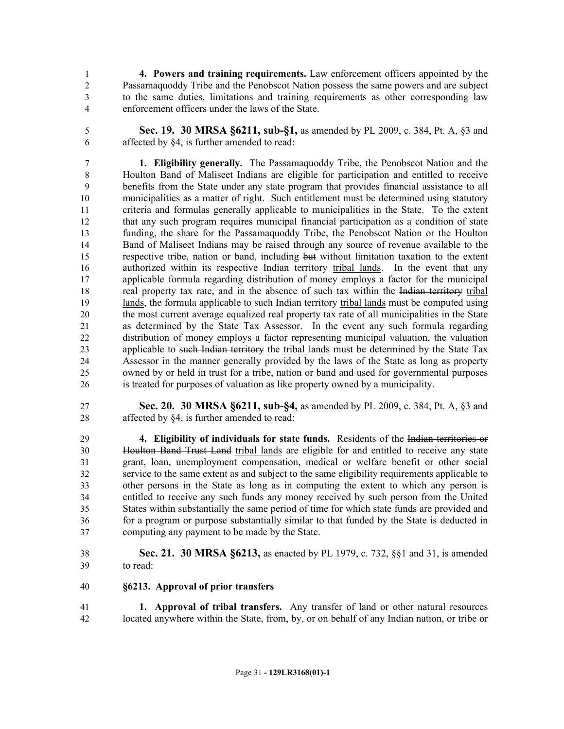**4. Powers and training requirements.** Law enforcement officers appointed by the Passamaquoddy Tribe and the Penobscot Nation possess the same powers and are subject to the same duties, limitations and training requirements as other corresponding law enforcement officers under the laws of the State.

**Sec. 19. 30 MRSA §6211, sub-§1,** as amended by PL 2009, c. 384, Pt. A, §3 and affected by §4, is further amended to read:

**1. Eligibility generally.** The Passamaquoddy Tribe, the Penobscot Nation and the Houlton Band of Maliseet Indians are eligible for participation and entitled to receive benefits from the State under any state program that provides financial assistance to all municipalities as a matter of right. Such entitlement must be determined using statutory criteria and formulas generally applicable to municipalities in the State. To the extent that any such program requires municipal financial participation as a condition of state funding, the share for the Passamaquoddy Tribe, the Penobscot Nation or the Houlton Band of Maliseet Indians may be raised through any source of revenue available to the respective tribe, nation or band, including ~~but~~ without limitation taxation to the extent authorized within its respective ~~Indian territory~~ tribal lands. In the event that any applicable formula regarding distribution of money employs a factor for the municipal real property tax rate, and in the absence of such tax within the ~~Indian territory~~ tribal lands, the formula applicable to such ~~Indian territory~~ tribal lands must be computed using the most current average equalized real property tax rate of all municipalities in the State as determined by the State Tax Assessor. In the event any such formula regarding distribution of money employs a factor representing municipal valuation, the valuation applicable to ~~such Indian territory~~ the tribal lands must be determined by the State Tax Assessor in the manner generally provided by the laws of the State as long as property owned by or held in trust for a tribe, nation or band and used for governmental purposes is treated for purposes of valuation as like property owned by a municipality.

**Sec. 20. 30 MRSA §6211, sub-§4,** as amended by PL 2009, c. 384, Pt. A, §3 and affected by §4, is further amended to read:

**4. Eligibility of individuals for state funds.** Residents of the ~~Indian territories or Houlton Band Trust Land~~ tribal lands are eligible for and entitled to receive any state grant, loan, unemployment compensation, medical or welfare benefit or other social service to the same extent as and subject to the same eligibility requirements applicable to other persons in the State as long as in computing the extent to which any person is entitled to receive any such funds any money received by such person from the United States within substantially the same period of time for which state funds are provided and for a program or purpose substantially similar to that funded by the State is deducted in computing any payment to be made by the State.

**Sec. 21. 30 MRSA §6213,** as enacted by PL 1979, c. 732, §§1 and 31, is amended to read:

**§6213. Approval of prior transfers**

**1. Approval of tribal transfers.** Any transfer of land or other natural resources located anywhere within the State, from, by, or on behalf of any Indian nation, or tribe or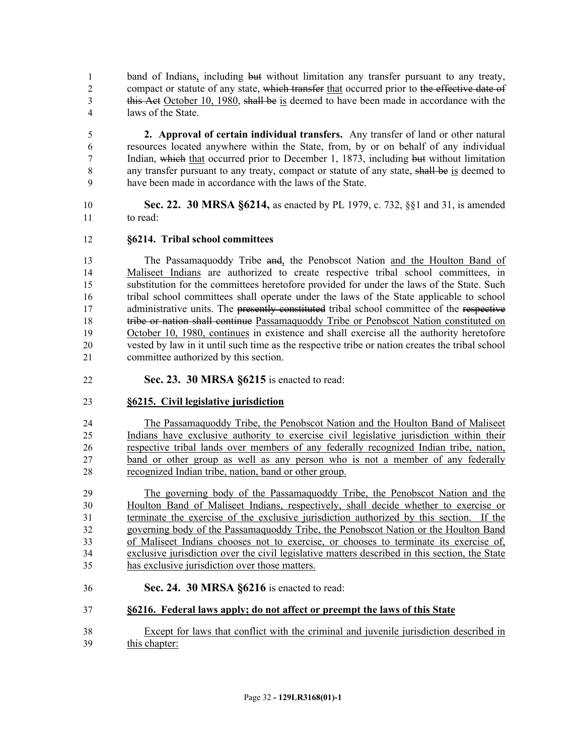band of Indians, including ~~but~~ without limitation any transfer pursuant to any treaty, compact or statute of any state, ~~which transfer~~ that occurred prior to ~~the effective date of this Act~~ October 10, 1980, ~~shall be~~ is deemed to have been made in accordance with the laws of the State.

**2. Approval of certain individual transfers.** Any transfer of land or other natural resources located anywhere within the State, from, by or on behalf of any individual Indian, ~~which~~ that occurred prior to December 1, 1873, including ~~but~~ without limitation any transfer pursuant to any treaty, compact or statute of any state, ~~shall be~~ is deemed to have been made in accordance with the laws of the State.

**Sec. 22. 30 MRSA §6214,** as enacted by PL 1979, c. 732, §§1 and 31, is amended to read:

**§6214. Tribal school committees**

The Passamaquoddy Tribe ~~and~~, the Penobscot Nation and the Houlton Band of Maliseet Indians are authorized to create respective tribal school committees, in substitution for the committees heretofore provided for under the laws of the State. Such tribal school committees shall operate under the laws of the State applicable to school administrative units. The ~~presently constituted~~ tribal school committee of the ~~respective tribe or nation shall continue~~ Passamaquoddy Tribe or Penobscot Nation constituted on October 10, 1980, continues in existence and shall exercise all the authority heretofore vested by law in it until such time as the respective tribe or nation creates the tribal school committee authorized by this section.

**Sec. 23. 30 MRSA §6215** is enacted to read:

**§6215. Civil legislative jurisdiction**

The Passamaquoddy Tribe, the Penobscot Nation and the Houlton Band of Maliseet Indians have exclusive authority to exercise civil legislative jurisdiction within their respective tribal lands over members of any federally recognized Indian tribe, nation, band or other group as well as any person who is not a member of any federally recognized Indian tribe, nation, band or other group.

The governing body of the Passamaquoddy Tribe, the Penobscot Nation and the Houlton Band of Maliseet Indians, respectively, shall decide whether to exercise or terminate the exercise of the exclusive jurisdiction authorized by this section. If the governing body of the Passamaquoddy Tribe, the Penobscot Nation or the Houlton Band of Maliseet Indians chooses not to exercise, or chooses to terminate its exercise of, exclusive jurisdiction over the civil legislative matters described in this section, the State has exclusive jurisdiction over those matters.

**Sec. 24. 30 MRSA §6216** is enacted to read:

**§6216. Federal laws apply; do not affect or preempt the laws of this State**

Except for laws that conflict with the criminal and juvenile jurisdiction described in this chapter: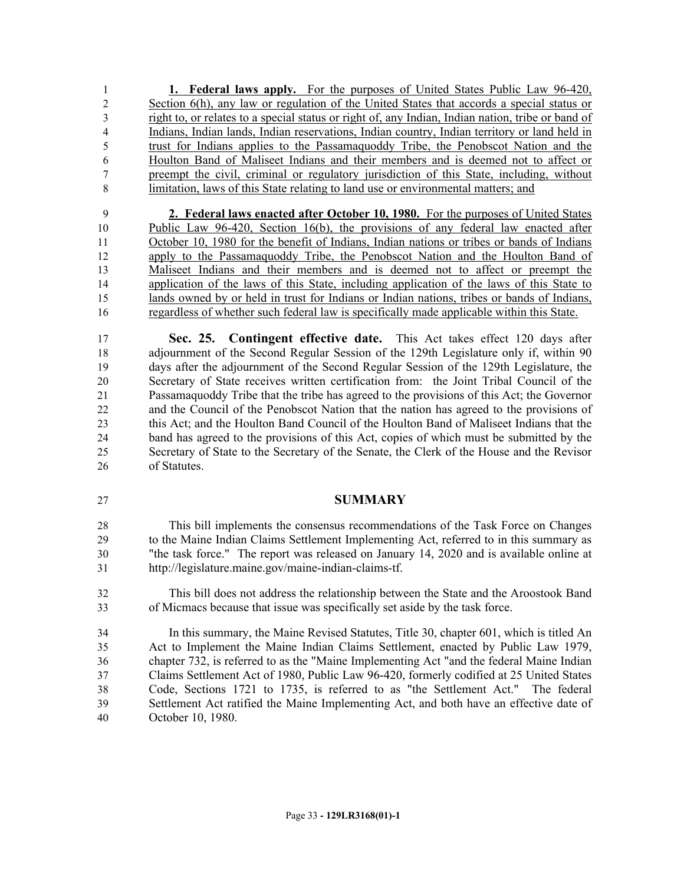**1. Federal laws apply.** For the purposes of United States Public Law 96-420, Section 6(h), any law or regulation of the United States that accords a special status or right to, or relates to a special status or right of, any Indian, Indian nation, tribe or band of Indians, Indian lands, Indian reservations, Indian country, Indian territory or land held in trust for Indians applies to the Passamaquoddy Tribe, the Penobscot Nation and the Houlton Band of Maliseet Indians and their members and is deemed not to affect or preempt the civil, criminal or regulatory jurisdiction of this State, including, without limitation, laws of this State relating to land use or environmental matters; and

**2. Federal laws enacted after October 10, 1980.** For the purposes of United States Public Law 96-420, Section 16(b), the provisions of any federal law enacted after October 10, 1980 for the benefit of Indians, Indian nations or tribes or bands of Indians apply to the Passamaquoddy Tribe, the Penobscot Nation and the Houlton Band of Maliseet Indians and their members and is deemed not to affect or preempt the application of the laws of this State, including application of the laws of this State to lands owned by or held in trust for Indians or Indian nations, tribes or bands of Indians, regardless of whether such federal law is specifically made applicable within this State.

**Sec. 25. Contingent effective date.** This Act takes effect 120 days after adjournment of the Second Regular Session of the 129th Legislature only if, within 90 days after the adjournment of the Second Regular Session of the 129th Legislature, the Secretary of State receives written certification from: the Joint Tribal Council of the Passamaquoddy Tribe that the tribe has agreed to the provisions of this Act; the Governor and the Council of the Penobscot Nation that the nation has agreed to the provisions of this Act; and the Houlton Band Council of the Houlton Band of Maliseet Indians that the band has agreed to the provisions of this Act, copies of which must be submitted by the Secretary of State to the Secretary of the Senate, the Clerk of the House and the Revisor of Statutes.

## SUMMARY

This bill implements the consensus recommendations of the Task Force on Changes to the Maine Indian Claims Settlement Implementing Act, referred to in this summary as "the task force." The report was released on January 14, 2020 and is available online at http://legislature.maine.gov/maine-indian-claims-tf.

This bill does not address the relationship between the State and the Aroostook Band of Micmacs because that issue was specifically set aside by the task force.

In this summary, the Maine Revised Statutes, Title 30, chapter 601, which is titled An Act to Implement the Maine Indian Claims Settlement, enacted by Public Law 1979, chapter 732, is referred to as the "Maine Implementing Act "and the federal Maine Indian Claims Settlement Act of 1980, Public Law 96-420, formerly codified at 25 United States Code, Sections 1721 to 1735, is referred to as "the Settlement Act." The federal Settlement Act ratified the Maine Implementing Act, and both have an effective date of October 10, 1980.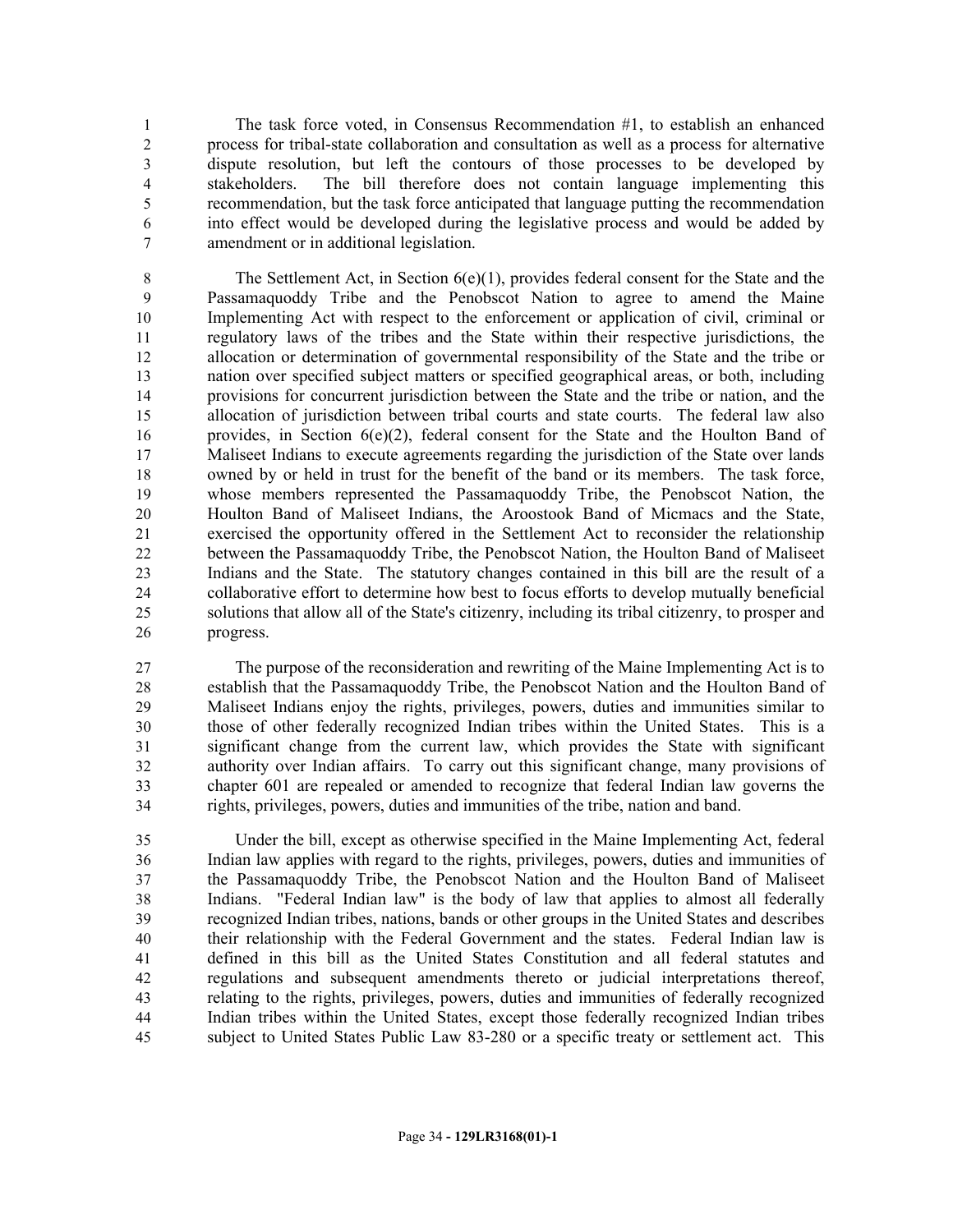The task force voted, in Consensus Recommendation #1, to establish an enhanced process for tribal-state collaboration and consultation as well as a process for alternative dispute resolution, but left the contours of those processes to be developed by stakeholders. The bill therefore does not contain language implementing this recommendation, but the task force anticipated that language putting the recommendation into effect would be developed during the legislative process and would be added by amendment or in additional legislation.

The Settlement Act, in Section 6(e)(1), provides federal consent for the State and the Passamaquoddy Tribe and the Penobscot Nation to agree to amend the Maine Implementing Act with respect to the enforcement or application of civil, criminal or regulatory laws of the tribes and the State within their respective jurisdictions, the allocation or determination of governmental responsibility of the State and the tribe or nation over specified subject matters or specified geographical areas, or both, including provisions for concurrent jurisdiction between the State and the tribe or nation, and the allocation of jurisdiction between tribal courts and state courts. The federal law also provides, in Section 6(e)(2), federal consent for the State and the Houlton Band of Maliseet Indians to execute agreements regarding the jurisdiction of the State over lands owned by or held in trust for the benefit of the band or its members. The task force, whose members represented the Passamaquoddy Tribe, the Penobscot Nation, the Houlton Band of Maliseet Indians, the Aroostook Band of Micmacs and the State, exercised the opportunity offered in the Settlement Act to reconsider the relationship between the Passamaquoddy Tribe, the Penobscot Nation, the Houlton Band of Maliseet Indians and the State. The statutory changes contained in this bill are the result of a collaborative effort to determine how best to focus efforts to develop mutually beneficial solutions that allow all of the State's citizenry, including its tribal citizenry, to prosper and progress.

The purpose of the reconsideration and rewriting of the Maine Implementing Act is to establish that the Passamaquoddy Tribe, the Penobscot Nation and the Houlton Band of Maliseet Indians enjoy the rights, privileges, powers, duties and immunities similar to those of other federally recognized Indian tribes within the United States. This is a significant change from the current law, which provides the State with significant authority over Indian affairs. To carry out this significant change, many provisions of chapter 601 are repealed or amended to recognize that federal Indian law governs the rights, privileges, powers, duties and immunities of the tribe, nation and band.

Under the bill, except as otherwise specified in the Maine Implementing Act, federal Indian law applies with regard to the rights, privileges, powers, duties and immunities of the Passamaquoddy Tribe, the Penobscot Nation and the Houlton Band of Maliseet Indians. "Federal Indian law" is the body of law that applies to almost all federally recognized Indian tribes, nations, bands or other groups in the United States and describes their relationship with the Federal Government and the states. Federal Indian law is defined in this bill as the United States Constitution and all federal statutes and regulations and subsequent amendments thereto or judicial interpretations thereof, relating to the rights, privileges, powers, duties and immunities of federally recognized Indian tribes within the United States, except those federally recognized Indian tribes subject to United States Public Law 83-280 or a specific treaty or settlement act. This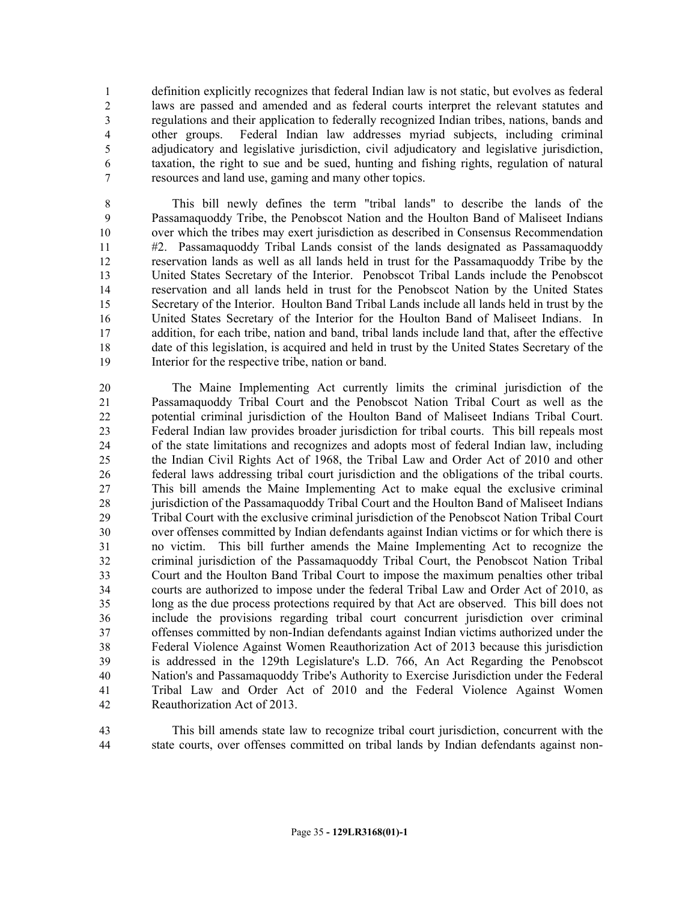definition explicitly recognizes that federal Indian law is not static, but evolves as federal laws are passed and amended and as federal courts interpret the relevant statutes and regulations and their application to federally recognized Indian tribes, nations, bands and other groups. Federal Indian law addresses myriad subjects, including criminal adjudicatory and legislative jurisdiction, civil adjudicatory and legislative jurisdiction, taxation, the right to sue and be sued, hunting and fishing rights, regulation of natural resources and land use, gaming and many other topics.

This bill newly defines the term "tribal lands" to describe the lands of the Passamaquoddy Tribe, the Penobscot Nation and the Houlton Band of Maliseet Indians over which the tribes may exert jurisdiction as described in Consensus Recommendation #2. Passamaquoddy Tribal Lands consist of the lands designated as Passamaquoddy reservation lands as well as all lands held in trust for the Passamaquoddy Tribe by the United States Secretary of the Interior. Penobscot Tribal Lands include the Penobscot reservation and all lands held in trust for the Penobscot Nation by the United States Secretary of the Interior. Houlton Band Tribal Lands include all lands held in trust by the United States Secretary of the Interior for the Houlton Band of Maliseet Indians. In addition, for each tribe, nation and band, tribal lands include land that, after the effective date of this legislation, is acquired and held in trust by the United States Secretary of the Interior for the respective tribe, nation or band.

The Maine Implementing Act currently limits the criminal jurisdiction of the Passamaquoddy Tribal Court and the Penobscot Nation Tribal Court as well as the potential criminal jurisdiction of the Houlton Band of Maliseet Indians Tribal Court. Federal Indian law provides broader jurisdiction for tribal courts. This bill repeals most of the state limitations and recognizes and adopts most of federal Indian law, including the Indian Civil Rights Act of 1968, the Tribal Law and Order Act of 2010 and other federal laws addressing tribal court jurisdiction and the obligations of the tribal courts. This bill amends the Maine Implementing Act to make equal the exclusive criminal jurisdiction of the Passamaquoddy Tribal Court and the Houlton Band of Maliseet Indians Tribal Court with the exclusive criminal jurisdiction of the Penobscot Nation Tribal Court over offenses committed by Indian defendants against Indian victims or for which there is no victim. This bill further amends the Maine Implementing Act to recognize the criminal jurisdiction of the Passamaquoddy Tribal Court, the Penobscot Nation Tribal Court and the Houlton Band Tribal Court to impose the maximum penalties other tribal courts are authorized to impose under the federal Tribal Law and Order Act of 2010, as long as the due process protections required by that Act are observed. This bill does not include the provisions regarding tribal court concurrent jurisdiction over criminal offenses committed by non-Indian defendants against Indian victims authorized under the Federal Violence Against Women Reauthorization Act of 2013 because this jurisdiction is addressed in the 129th Legislature's L.D. 766, An Act Regarding the Penobscot Nation's and Passamaquoddy Tribe's Authority to Exercise Jurisdiction under the Federal Tribal Law and Order Act of 2010 and the Federal Violence Against Women Reauthorization Act of 2013.

This bill amends state law to recognize tribal court jurisdiction, concurrent with the state courts, over offenses committed on tribal lands by Indian defendants against non-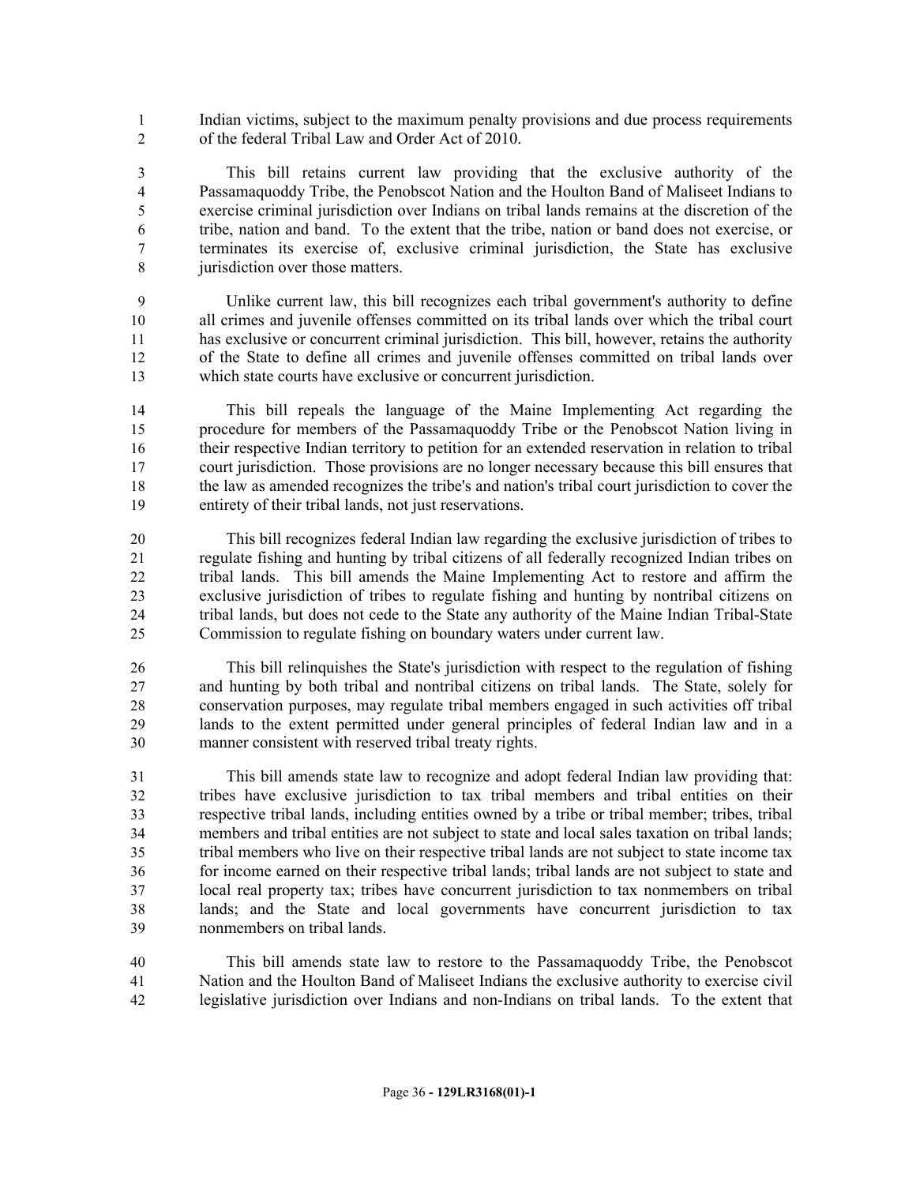Indian victims, subject to the maximum penalty provisions and due process requirements of the federal Tribal Law and Order Act of 2010.

This bill retains current law providing that the exclusive authority of the Passamaquoddy Tribe, the Penobscot Nation and the Houlton Band of Maliseet Indians to exercise criminal jurisdiction over Indians on tribal lands remains at the discretion of the tribe, nation and band. To the extent that the tribe, nation or band does not exercise, or terminates its exercise of, exclusive criminal jurisdiction, the State has exclusive jurisdiction over those matters.

Unlike current law, this bill recognizes each tribal government's authority to define all crimes and juvenile offenses committed on its tribal lands over which the tribal court has exclusive or concurrent criminal jurisdiction. This bill, however, retains the authority of the State to define all crimes and juvenile offenses committed on tribal lands over which state courts have exclusive or concurrent jurisdiction.

This bill repeals the language of the Maine Implementing Act regarding the procedure for members of the Passamaquoddy Tribe or the Penobscot Nation living in their respective Indian territory to petition for an extended reservation in relation to tribal court jurisdiction. Those provisions are no longer necessary because this bill ensures that the law as amended recognizes the tribe's and nation's tribal court jurisdiction to cover the entirety of their tribal lands, not just reservations.

This bill recognizes federal Indian law regarding the exclusive jurisdiction of tribes to regulate fishing and hunting by tribal citizens of all federally recognized Indian tribes on tribal lands. This bill amends the Maine Implementing Act to restore and affirm the exclusive jurisdiction of tribes to regulate fishing and hunting by nontribal citizens on tribal lands, but does not cede to the State any authority of the Maine Indian Tribal-State Commission to regulate fishing on boundary waters under current law.

This bill relinquishes the State's jurisdiction with respect to the regulation of fishing and hunting by both tribal and nontribal citizens on tribal lands. The State, solely for conservation purposes, may regulate tribal members engaged in such activities off tribal lands to the extent permitted under general principles of federal Indian law and in a manner consistent with reserved tribal treaty rights.

This bill amends state law to recognize and adopt federal Indian law providing that: tribes have exclusive jurisdiction to tax tribal members and tribal entities on their respective tribal lands, including entities owned by a tribe or tribal member; tribes, tribal members and tribal entities are not subject to state and local sales taxation on tribal lands; tribal members who live on their respective tribal lands are not subject to state income tax for income earned on their respective tribal lands; tribal lands are not subject to state and local real property tax; tribes have concurrent jurisdiction to tax nonmembers on tribal lands; and the State and local governments have concurrent jurisdiction to tax nonmembers on tribal lands.

This bill amends state law to restore to the Passamaquoddy Tribe, the Penobscot Nation and the Houlton Band of Maliseet Indians the exclusive authority to exercise civil legislative jurisdiction over Indians and non-Indians on tribal lands. To the extent that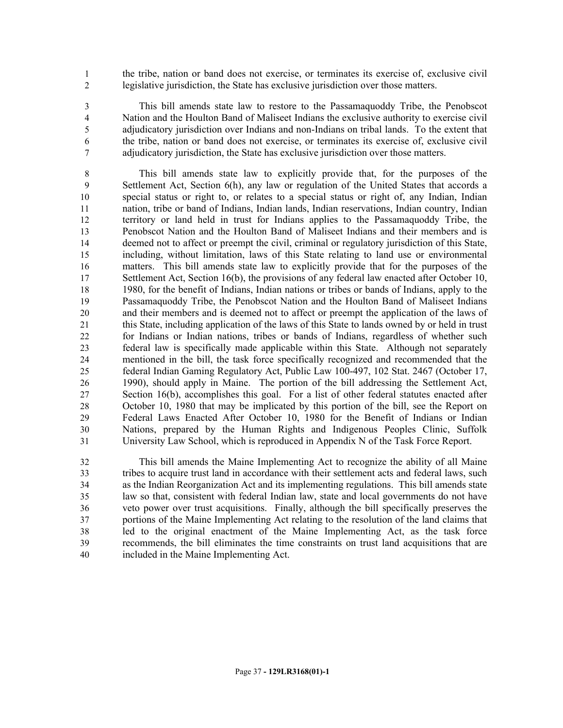the tribe, nation or band does not exercise, or terminates its exercise of, exclusive civil legislative jurisdiction, the State has exclusive jurisdiction over those matters.

This bill amends state law to restore to the Passamaquoddy Tribe, the Penobscot Nation and the Houlton Band of Maliseet Indians the exclusive authority to exercise civil adjudicatory jurisdiction over Indians and non-Indians on tribal lands. To the extent that the tribe, nation or band does not exercise, or terminates its exercise of, exclusive civil adjudicatory jurisdiction, the State has exclusive jurisdiction over those matters.

This bill amends state law to explicitly provide that, for the purposes of the Settlement Act, Section 6(h), any law or regulation of the United States that accords a special status or right to, or relates to a special status or right of, any Indian, Indian nation, tribe or band of Indians, Indian lands, Indian reservations, Indian country, Indian territory or land held in trust for Indians applies to the Passamaquoddy Tribe, the Penobscot Nation and the Houlton Band of Maliseet Indians and their members and is deemed not to affect or preempt the civil, criminal or regulatory jurisdiction of this State, including, without limitation, laws of this State relating to land use or environmental matters. This bill amends state law to explicitly provide that for the purposes of the Settlement Act, Section 16(b), the provisions of any federal law enacted after October 10, 1980, for the benefit of Indians, Indian nations or tribes or bands of Indians, apply to the Passamaquoddy Tribe, the Penobscot Nation and the Houlton Band of Maliseet Indians and their members and is deemed not to affect or preempt the application of the laws of this State, including application of the laws of this State to lands owned by or held in trust for Indians or Indian nations, tribes or bands of Indians, regardless of whether such federal law is specifically made applicable within this State. Although not separately mentioned in the bill, the task force specifically recognized and recommended that the federal Indian Gaming Regulatory Act, Public Law 100-497, 102 Stat. 2467 (October 17, 1990), should apply in Maine. The portion of the bill addressing the Settlement Act, Section 16(b), accomplishes this goal. For a list of other federal statutes enacted after October 10, 1980 that may be implicated by this portion of the bill, see the Report on Federal Laws Enacted After October 10, 1980 for the Benefit of Indians or Indian Nations, prepared by the Human Rights and Indigenous Peoples Clinic, Suffolk University Law School, which is reproduced in Appendix N of the Task Force Report.

This bill amends the Maine Implementing Act to recognize the ability of all Maine tribes to acquire trust land in accordance with their settlement acts and federal laws, such as the Indian Reorganization Act and its implementing regulations. This bill amends state law so that, consistent with federal Indian law, state and local governments do not have veto power over trust acquisitions. Finally, although the bill specifically preserves the portions of the Maine Implementing Act relating to the resolution of the land claims that led to the original enactment of the Maine Implementing Act, as the task force recommends, the bill eliminates the time constraints on trust land acquisitions that are included in the Maine Implementing Act.